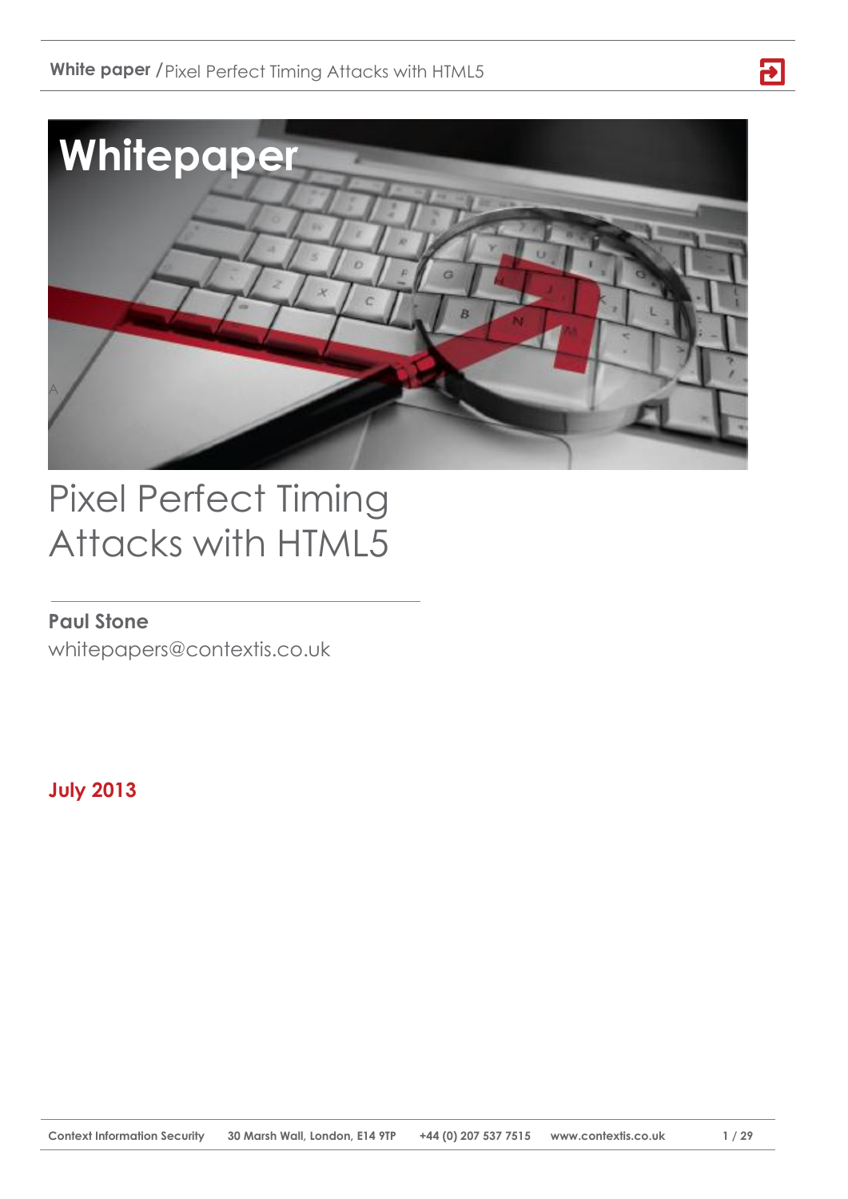# Pixel Perfect Timing Attacks with HTML5

**Paul Stone**

whitepapers@contextis.co.uk

**July 2013**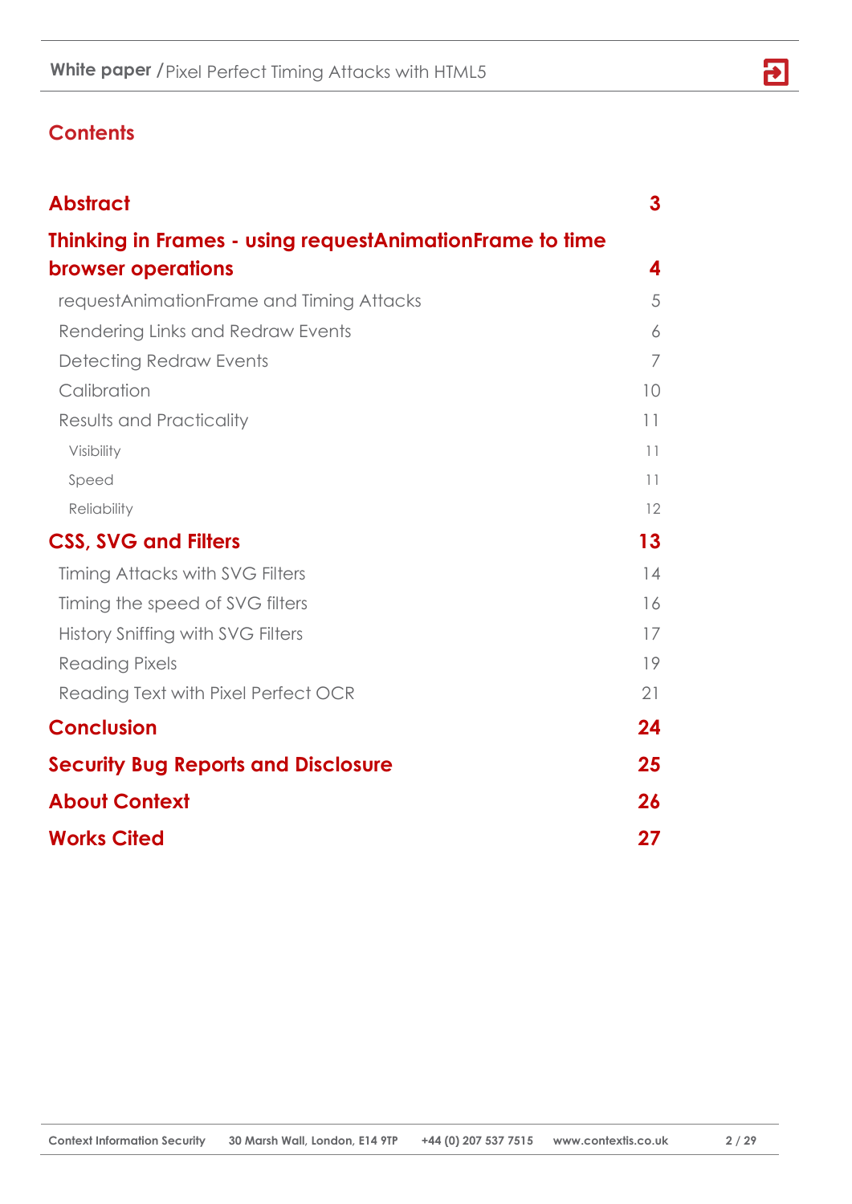# Contents

| | |
|---|---|
| **Abstract** | **3** |
| **Thinking in Frames - using requestAnimationFrame to time browser operations** | **4** |
| requestAnimationFrame and Timing Attacks | 5 |
| Rendering Links and Redraw Events | 6 |
| Detecting Redraw Events | 7 |
| Calibration | 10 |
| Results and Practicality | 11 |
| Visibility | 11 |
| Speed | 11 |
| Reliability | 12 |
| **CSS, SVG and Filters** | **13** |
| Timing Attacks with SVG Filters | 14 |
| Timing the speed of SVG filters | 16 |
| History Sniffing with SVG Filters | 17 |
| Reading Pixels | 19 |
| Reading Text with Pixel Perfect OCR | 21 |
| **Conclusion** | **24** |
| **Security Bug Reports and Disclosure** | **25** |
| **About Context** | **26** |
| **Works Cited** | **27** |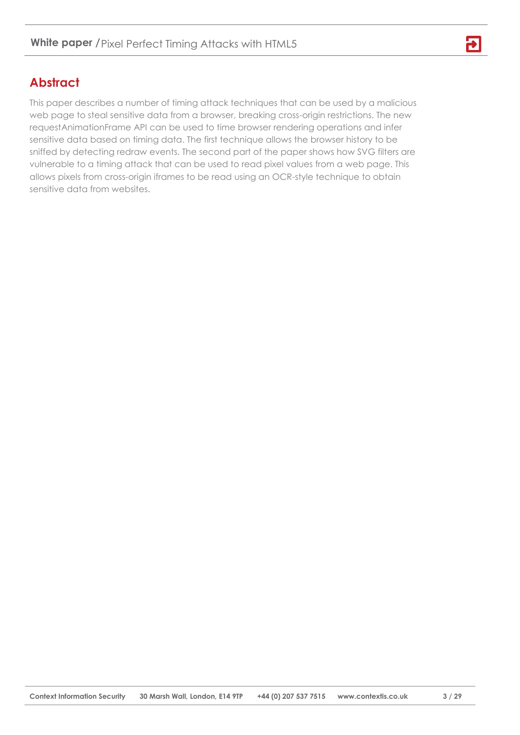## Abstract

This paper describes a number of timing attack techniques that can be used by a malicious web page to steal sensitive data from a browser, breaking cross-origin restrictions. The new requestAnimationFrame API can be used to time browser rendering operations and infer sensitive data based on timing data. The first technique allows the browser history to be sniffed by detecting redraw events. The second part of the paper shows how SVG filters are vulnerable to a timing attack that can be used to read pixel values from a web page. This allows pixels from cross-origin iframes to be read using an OCR-style technique to obtain sensitive data from websites.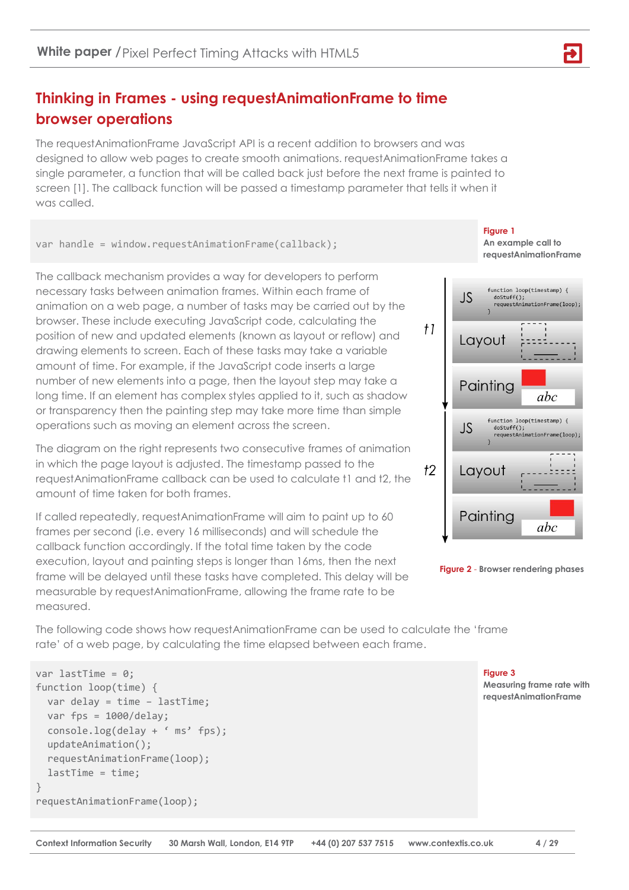## Thinking in Frames - using requestAnimationFrame to time browser operations

The requestAnimationFrame JavaScript API is a recent addition to browsers and was designed to allow web pages to create smooth animations. requestAnimationFrame takes a single parameter, a function that will be called back just before the next frame is painted to screen [1]. The callback function will be passed a timestamp parameter that tells it when it was called.

```
var handle = window.requestAnimationFrame(callback);
```

**Figure 1**
**An example call to requestAnimationFrame**

The callback mechanism provides a way for developers to perform necessary tasks between animation frames. Within each frame of animation on a web page, a number of tasks may be carried out by the browser. These include executing JavaScript code, calculating the position of new and updated elements (known as layout or reflow) and drawing elements to screen. Each of these tasks may take a variable amount of time. For example, if the JavaScript code inserts a large number of new elements into a page, then the layout step may take a long time. If an element has complex styles applied to it, such as shadow or transparency then the painting step may take more time than simple operations such as moving an element across the screen.

The diagram on the right represents two consecutive frames of animation in which the page layout is adjusted. The timestamp passed to the requestAnimationFrame callback can be used to calculate t1 and t2, the amount of time taken for both frames.

If called repeatedly, requestAnimationFrame will aim to paint up to 60 frames per second (i.e. every 16 milliseconds) and will schedule the callback function accordingly. If the total time taken by the code execution, layout and painting steps is longer than 16ms, then the next frame will be delayed until these tasks have completed. This delay will be measurable by requestAnimationFrame, allowing the frame rate to be measured.

**Figure 2** - **Browser rendering phases**

The following code shows how requestAnimationFrame can be used to calculate the 'frame rate' of a web page, by calculating the time elapsed between each frame.

```
var lastTime = 0;
function loop(time) {
  var delay = time - lastTime;
  var fps = 1000/delay;
  console.log(delay + ' ms' fps);
  updateAnimation();
  requestAnimationFrame(loop);
  lastTime = time;
}
requestAnimationFrame(loop);
```

**Figure 3**
**Measuring frame rate with requestAnimationFrame**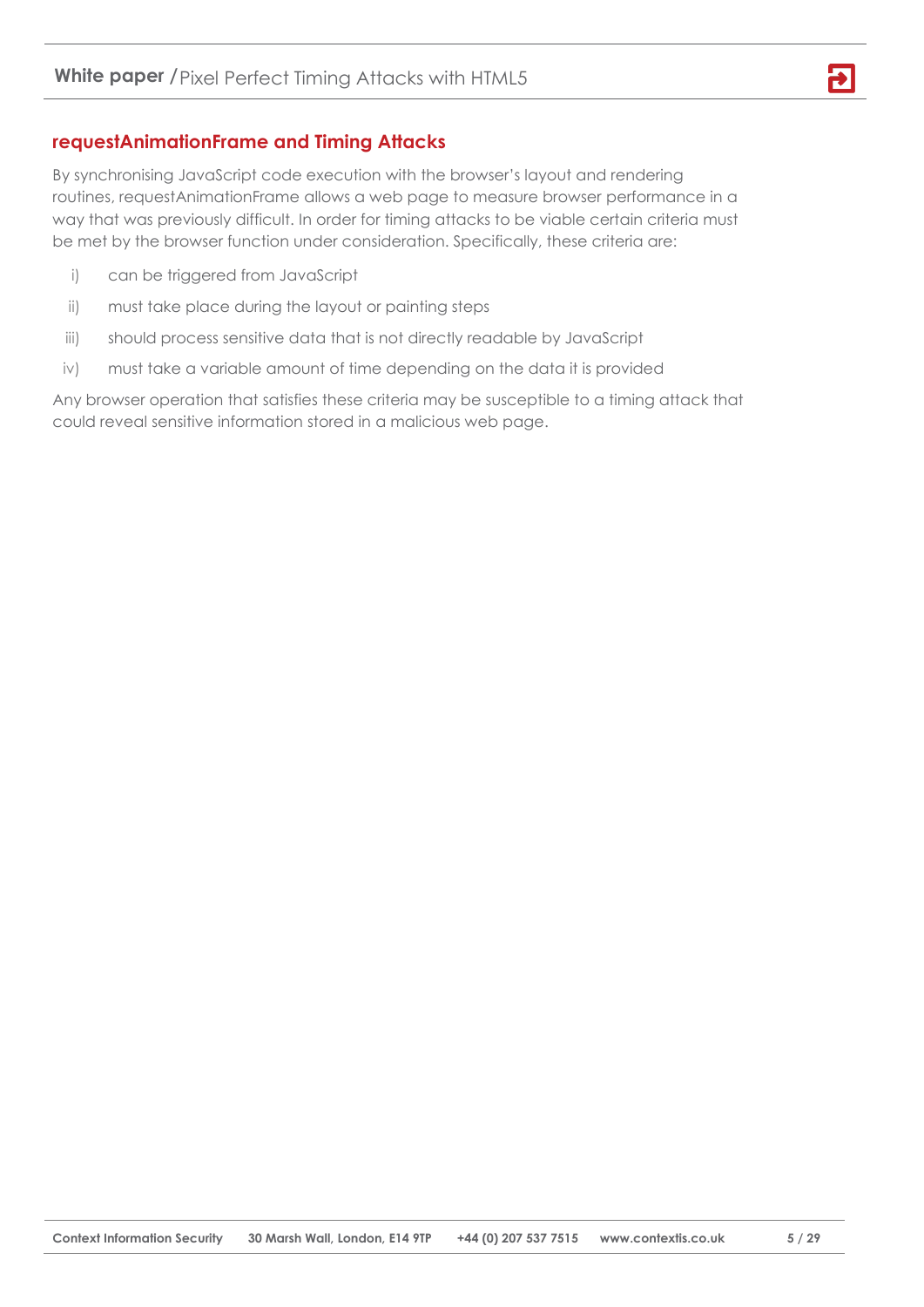## requestAnimationFrame and Timing Attacks

By synchronising JavaScript code execution with the browser's layout and rendering routines, requestAnimationFrame allows a web page to measure browser performance in a way that was previously difficult. In order for timing attacks to be viable certain criteria must be met by the browser function under consideration. Specifically, these criteria are:

i) can be triggered from JavaScript

ii) must take place during the layout or painting steps

iii) should process sensitive data that is not directly readable by JavaScript

iv) must take a variable amount of time depending on the data it is provided

Any browser operation that satisfies these criteria may be susceptible to a timing attack that could reveal sensitive information stored in a malicious web page.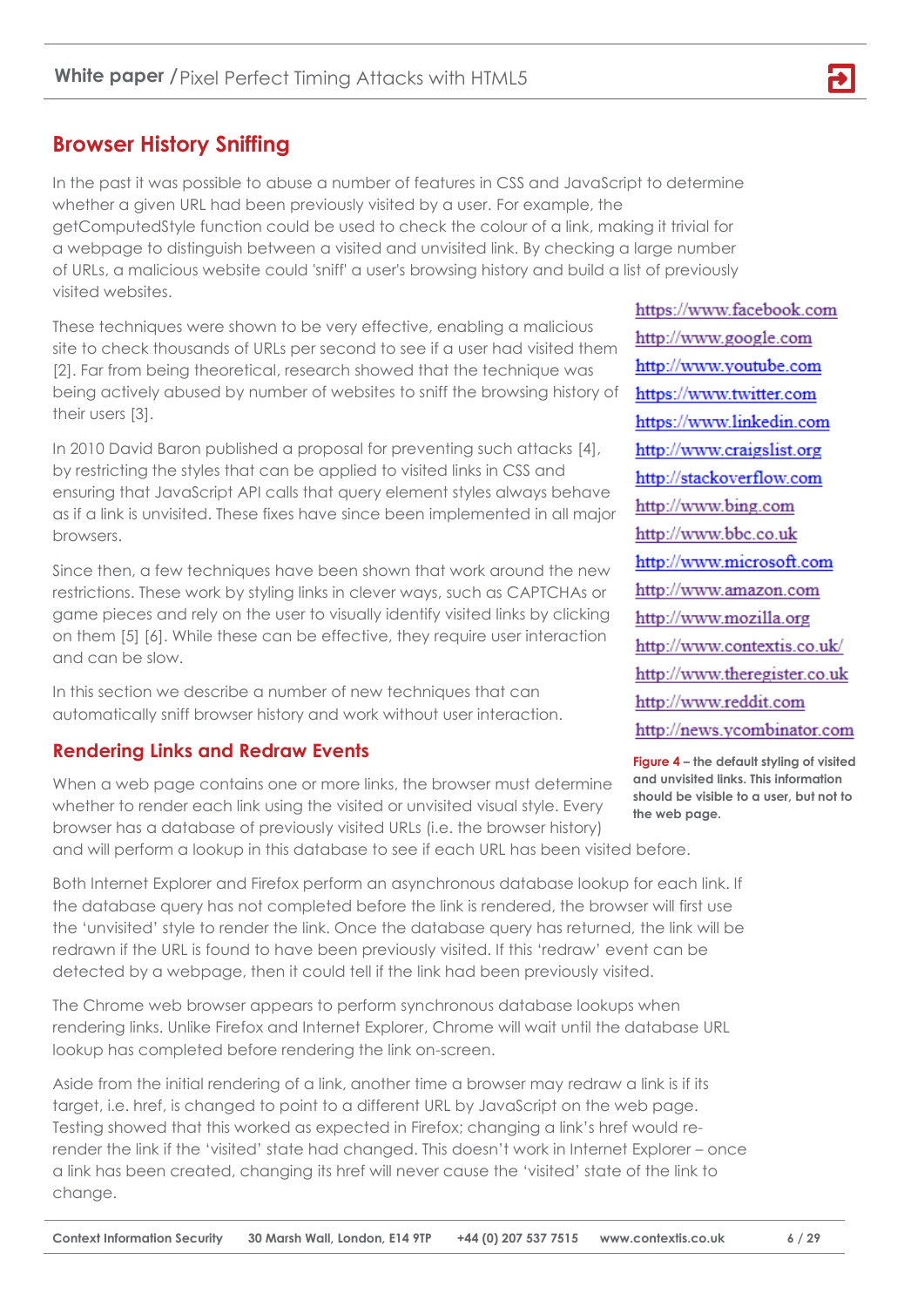## Browser History Sniffing

In the past it was possible to abuse a number of features in CSS and JavaScript to determine whether a given URL had been previously visited by a user. For example, the getComputedStyle function could be used to check the colour of a link, making it trivial for a webpage to distinguish between a visited and unvisited link. By checking a large number of URLs, a malicious website could 'sniff' a user's browsing history and build a list of previously visited websites.

These techniques were shown to be very effective, enabling a malicious site to check thousands of URLs per second to see if a user had visited them [2]. Far from being theoretical, research showed that the technique was being actively abused by number of websites to sniff the browsing history of their users [3].

In 2010 David Baron published a proposal for preventing such attacks [4], by restricting the styles that can be applied to visited links in CSS and ensuring that JavaScript API calls that query element styles always behave as if a link is unvisited. These fixes have since been implemented in all major browsers.

Since then, a few techniques have been shown that work around the new restrictions. These work by styling links in clever ways, such as CAPTCHAs or game pieces and rely on the user to visually identify visited links by clicking on them [5] [6]. While these can be effective, they require user interaction and can be slow.

In this section we describe a number of new techniques that can automatically sniff browser history and work without user interaction.

https://www.facebook.com
http://www.google.com
http://www.youtube.com
https://www.twitter.com
https://www.linkedin.com
http://www.craigslist.org
http://stackoverflow.com
http://www.bing.com
http://www.bbc.co.uk
http://www.microsoft.com
http://www.amazon.com
http://www.mozilla.org
http://www.contextis.co.uk/
http://www.theregister.co.uk
http://www.reddit.com
http://news.ycombinator.com

**Figure 4 – the default styling of visited and unvisited links. This information should be visible to a user, but not to the web page.**

### Rendering Links and Redraw Events

When a web page contains one or more links, the browser must determine whether to render each link using the visited or unvisited visual style. Every browser has a database of previously visited URLs (i.e. the browser history) and will perform a lookup in this database to see if each URL has been visited before.

Both Internet Explorer and Firefox perform an asynchronous database lookup for each link. If the database query has not completed before the link is rendered, the browser will first use the 'unvisited' style to render the link. Once the database query has returned, the link will be redrawn if the URL is found to have been previously visited. If this 'redraw' event can be detected by a webpage, then it could tell if the link had been previously visited.

The Chrome web browser appears to perform synchronous database lookups when rendering links. Unlike Firefox and Internet Explorer, Chrome will wait until the database URL lookup has completed before rendering the link on-screen.

Aside from the initial rendering of a link, another time a browser may redraw a link is if its target, i.e. href, is changed to point to a different URL by JavaScript on the web page. Testing showed that this worked as expected in Firefox; changing a link's href would re-render the link if the 'visited' state had changed. This doesn't work in Internet Explorer – once a link has been created, changing its href will never cause the 'visited' state of the link to change.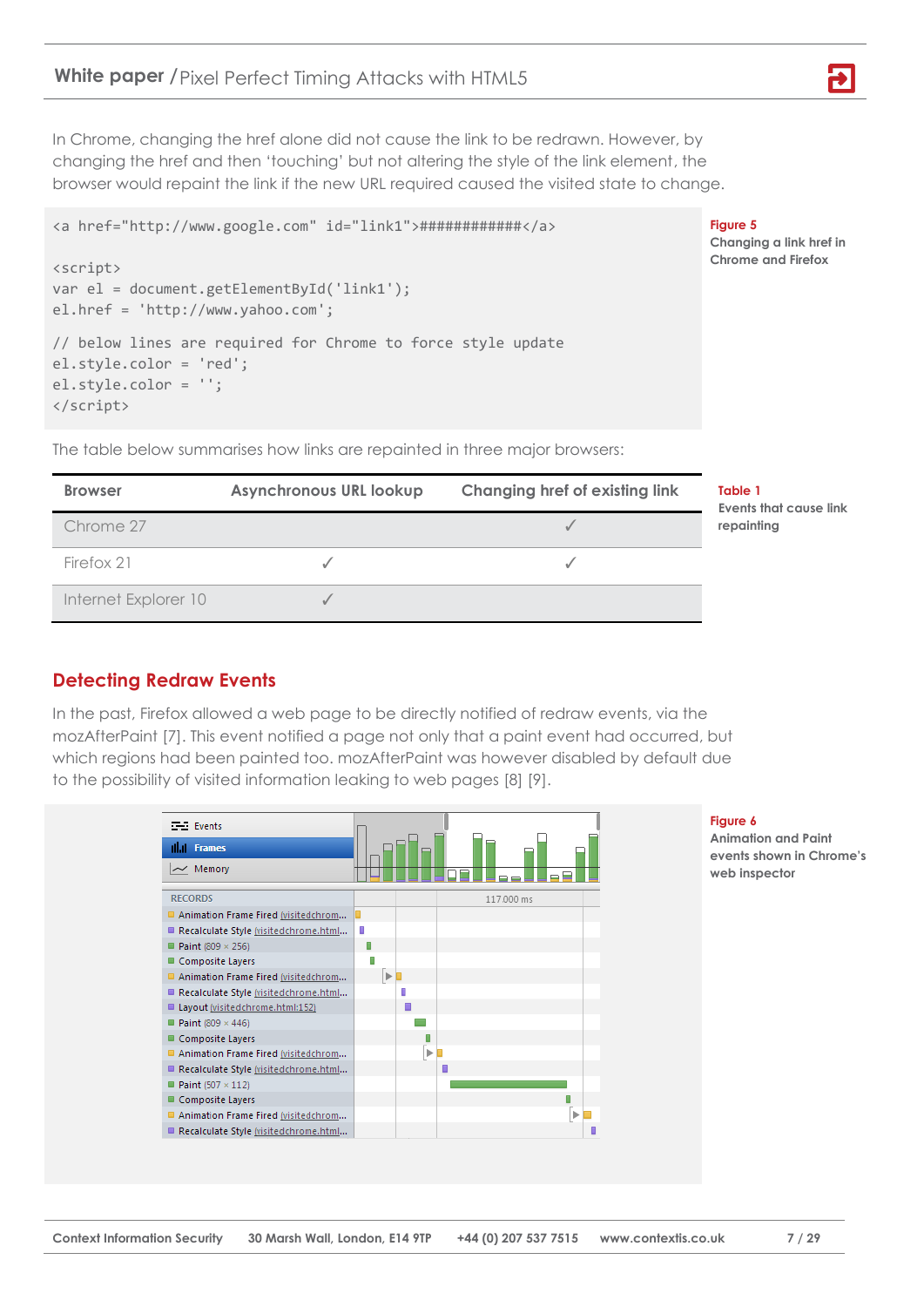In Chrome, changing the href alone did not cause the link to be redrawn. However, by changing the href and then 'touching' but not altering the style of the link element, the browser would repaint the link if the new URL required caused the visited state to change.

```
<a href="http://www.google.com" id="link1">############</a>

<script>
var el = document.getElementById('link1');
el.href = 'http://www.yahoo.com';

// below lines are required for Chrome to force style update
el.style.color = 'red';
el.style.color = '';
</script>
```

**Figure 5**
**Changing a link href in Chrome and Firefox**

The table below summarises how links are repainted in three major browsers:

| Browser | Asynchronous URL lookup | Changing href of existing link |
|---|---|---|
| Chrome 27 | | ✓ |
| Firefox 21 | ✓ | ✓ |
| Internet Explorer 10 | ✓ | |

**Table 1**
**Events that cause link repainting**

## Detecting Redraw Events

In the past, Firefox allowed a web page to be directly notified of redraw events, via the mozAfterPaint [7]. This event notified a page not only that a paint event had occurred, but which regions had been painted too. mozAfterPaint was however disabled by default due to the possibility of visited information leaking to web pages [8] [9].

**Figure 6**
**Animation and Paint events shown in Chrome's web inspector**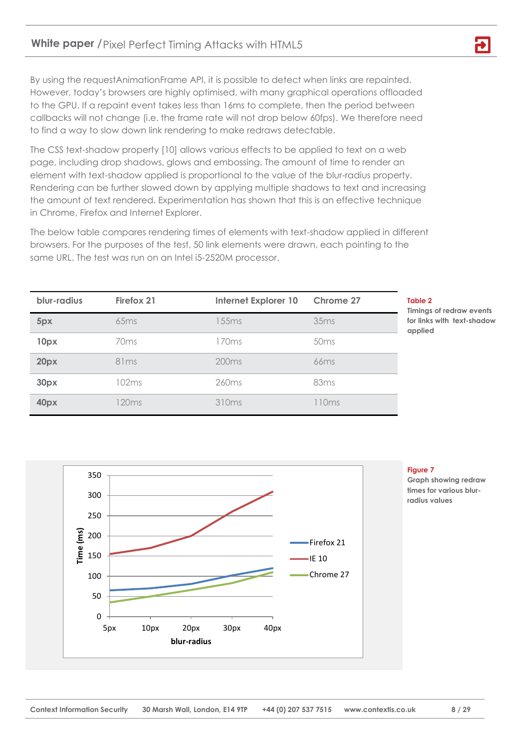By using the requestAnimationFrame API, it is possible to detect when links are repainted. However, today's browsers are highly optimised, with many graphical operations offloaded to the GPU. If a repaint event takes less than 16ms to complete, then the period between callbacks will not change (i.e. the frame rate will not drop below 60fps). We therefore need to find a way to slow down link rendering to make redraws detectable.

The CSS text-shadow property [10] allows various effects to be applied to text on a web page, including drop shadows, glows and embossing. The amount of time to render an element with text-shadow applied is proportional to the value of the blur-radius property. Rendering can be further slowed down by applying multiple shadows to text and increasing the amount of text rendered. Experimentation has shown that this is an effective technique in Chrome, Firefox and Internet Explorer.

The below table compares rendering times of elements with text-shadow applied in different browsers. For the purposes of the test, 50 link elements were drawn, each pointing to the same URL. The test was run on an Intel i5-2520M processor.

| blur-radius | Firefox 21 | Internet Explorer 10 | Chrome 27 |
|---|---|---|---|
| **5px** | 65ms | 155ms | 35ms |
| **10px** | 70ms | 170ms | 50ms |
| **20px** | 81ms | 200ms | 66ms |
| **30px** | 102ms | 260ms | 83ms |
| **40px** | 120ms | 310ms | 110ms |

**Table 2**
Timings of redraw events for links with text-shadow applied

**Figure 7**
Graph showing redraw times for various blur-radius values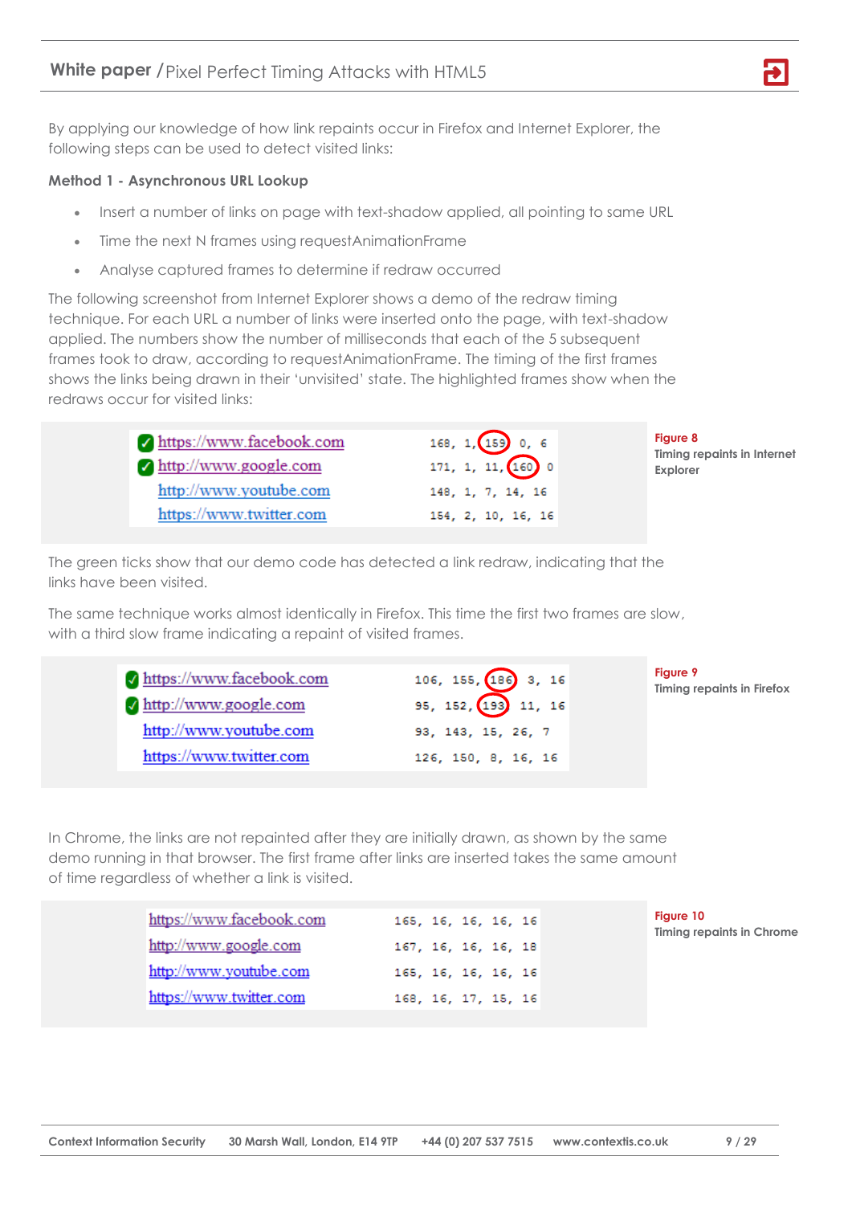By applying our knowledge of how link repaints occur in Firefox and Internet Explorer, the following steps can be used to detect visited links:

**Method 1 - Asynchronous URL Lookup**

- Insert a number of links on page with text-shadow applied, all pointing to same URL
- Time the next N frames using requestAnimationFrame
- Analyse captured frames to determine if redraw occurred

The following screenshot from Internet Explorer shows a demo of the redraw timing technique. For each URL a number of links were inserted onto the page, with text-shadow applied. The numbers show the number of milliseconds that each of the 5 subsequent frames took to draw, according to requestAnimationFrame. The timing of the first frames shows the links being drawn in their 'unvisited' state. The highlighted frames show when the redraws occur for visited links:

| URL | Frame timings |
| --- | --- |
| ✓ https://www.facebook.com | 168, 1, **159**, 0, 6 |
| ✓ http://www.google.com | 171, 1, 11, **160**, 0 |
| http://www.youtube.com | 148, 1, 7, 14, 16 |
| https://www.twitter.com | 154, 2, 10, 16, 16 |

**Figure 8**
Timing repaints in Internet Explorer

The green ticks show that our demo code has detected a link redraw, indicating that the links have been visited.

The same technique works almost identically in Firefox. This time the first two frames are slow, with a third slow frame indicating a repaint of visited frames.

| URL | Frame timings |
| --- | --- |
| ✓ https://www.facebook.com | 106, 155, **186**, 3, 16 |
| ✓ http://www.google.com | 95, 152, **193**, 11, 16 |
| http://www.youtube.com | 93, 143, 15, 26, 7 |
| https://www.twitter.com | 126, 150, 8, 16, 16 |

**Figure 9**
Timing repaints in Firefox

In Chrome, the links are not repainted after they are initially drawn, as shown by the same demo running in that browser. The first frame after links are inserted takes the same amount of time regardless of whether a link is visited.

| URL | Frame timings |
| --- | --- |
| https://www.facebook.com | 165, 16, 16, 16, 16 |
| http://www.google.com | 167, 16, 16, 16, 18 |
| http://www.youtube.com | 165, 16, 16, 16, 16 |
| https://www.twitter.com | 168, 16, 17, 15, 16 |

**Figure 10**
Timing repaints in Chrome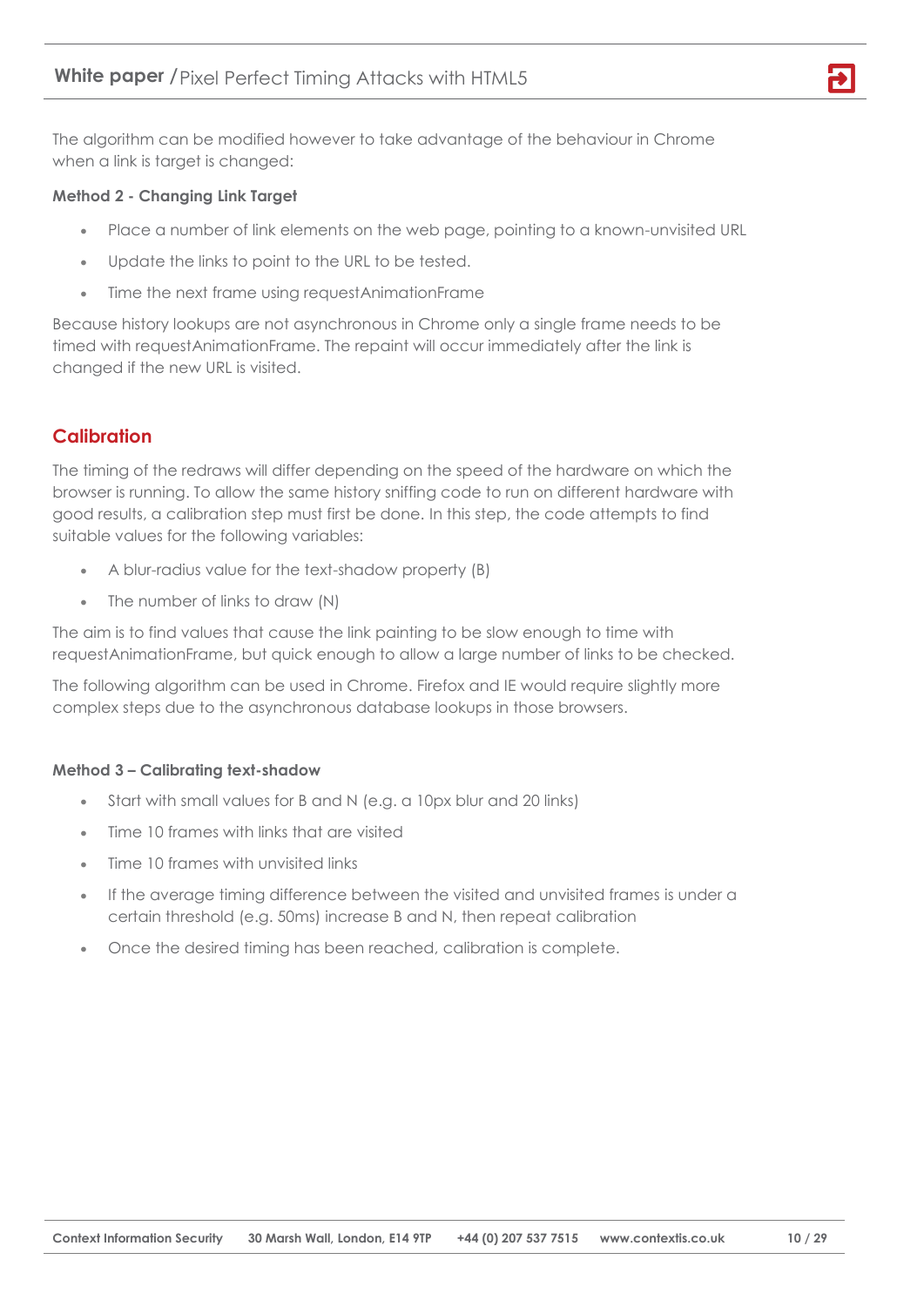The algorithm can be modified however to take advantage of the behaviour in Chrome when a link is target is changed:

**Method 2 - Changing Link Target**

- Place a number of link elements on the web page, pointing to a known-unvisited URL
- Update the links to point to the URL to be tested.
- Time the next frame using requestAnimationFrame

Because history lookups are not asynchronous in Chrome only a single frame needs to be timed with requestAnimationFrame. The repaint will occur immediately after the link is changed if the new URL is visited.

## Calibration

The timing of the redraws will differ depending on the speed of the hardware on which the browser is running. To allow the same history sniffing code to run on different hardware with good results, a calibration step must first be done. In this step, the code attempts to find suitable values for the following variables:

- A blur-radius value for the text-shadow property (B)
- The number of links to draw (N)

The aim is to find values that cause the link painting to be slow enough to time with requestAnimationFrame, but quick enough to allow a large number of links to be checked.

The following algorithm can be used in Chrome. Firefox and IE would require slightly more complex steps due to the asynchronous database lookups in those browsers.

**Method 3 – Calibrating text-shadow**

- Start with small values for B and N (e.g. a 10px blur and 20 links)
- Time 10 frames with links that are visited
- Time 10 frames with unvisited links
- If the average timing difference between the visited and unvisited frames is under a certain threshold (e.g. 50ms) increase B and N, then repeat calibration
- Once the desired timing has been reached, calibration is complete.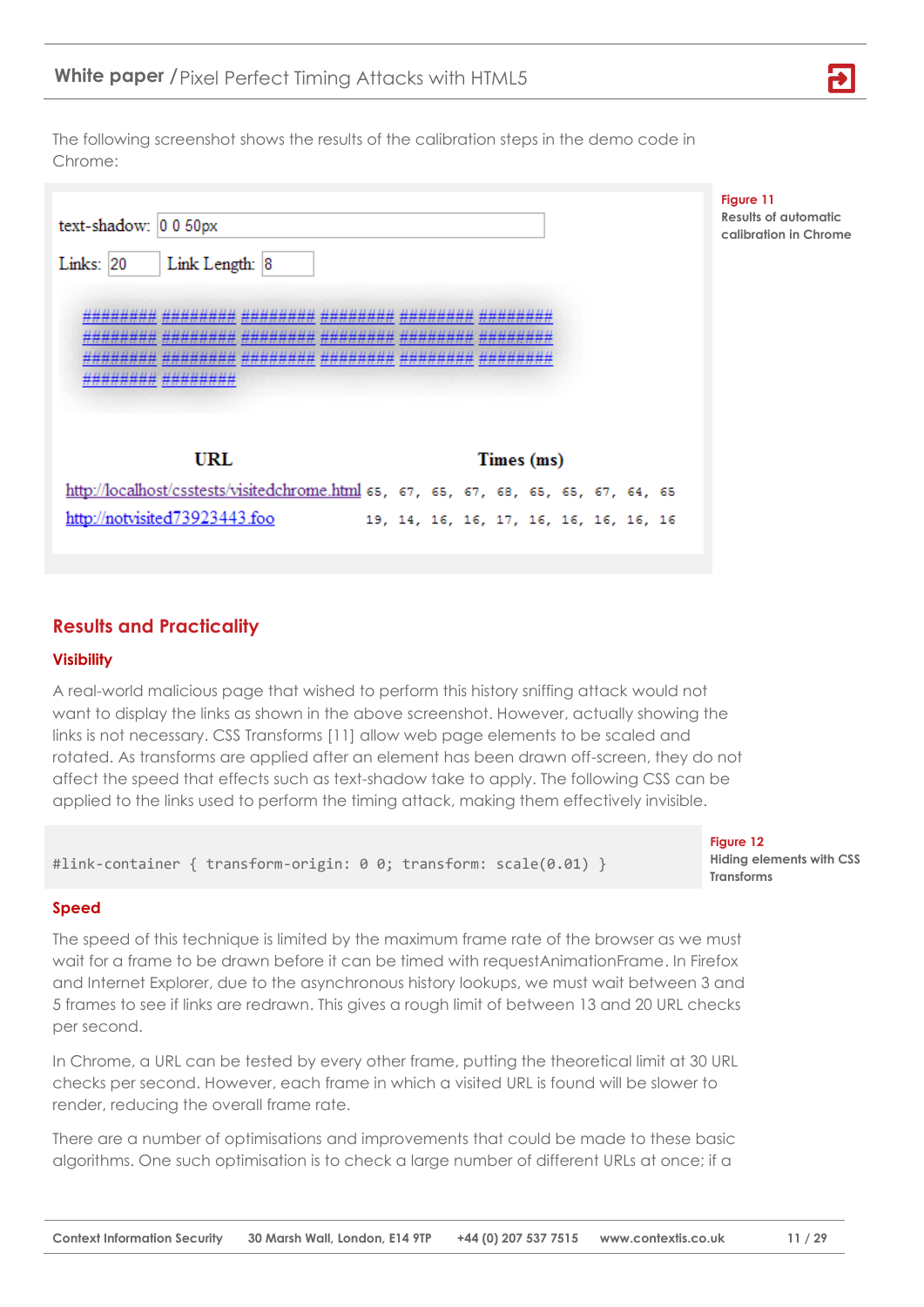The following screenshot shows the results of the calibration steps in the demo code in Chrome:

text-shadow: 0 0 50px

Links: 20 Link Length: 8

######## ######## ######## ######## ######## ########
######## ######## ######## ######## ######## ########
######## ######## ######## ######## ######## ########
######## ########

| URL | Times (ms) |
|---|---|
| http://localhost/csstests/visitedchrome.html | 65, 67, 65, 67, 68, 65, 65, 67, 64, 65 |
| http://notvisited73923443.foo | 19, 14, 16, 16, 17, 16, 16, 16, 16, 16 |

**Figure 11**
**Results of automatic calibration in Chrome**

## Results and Practicality

### Visibility

A real-world malicious page that wished to perform this history sniffing attack would not want to display the links as shown in the above screenshot. However, actually showing the links is not necessary. CSS Transforms [11] allow web page elements to be scaled and rotated. As transforms are applied after an element has been drawn off-screen, they do not affect the speed that effects such as text-shadow take to apply. The following CSS can be applied to the links used to perform the timing attack, making them effectively invisible.

```
#link-container { transform-origin: 0 0; transform: scale(0.01) }
```

**Figure 12**
**Hiding elements with CSS Transforms**

### Speed

The speed of this technique is limited by the maximum frame rate of the browser as we must wait for a frame to be drawn before it can be timed with requestAnimationFrame. In Firefox and Internet Explorer, due to the asynchronous history lookups, we must wait between 3 and 5 frames to see if links are redrawn. This gives a rough limit of between 13 and 20 URL checks per second.

In Chrome, a URL can be tested by every other frame, putting the theoretical limit at 30 URL checks per second. However, each frame in which a visited URL is found will be slower to render, reducing the overall frame rate.

There are a number of optimisations and improvements that could be made to these basic algorithms. One such optimisation is to check a large number of different URLs at once; if a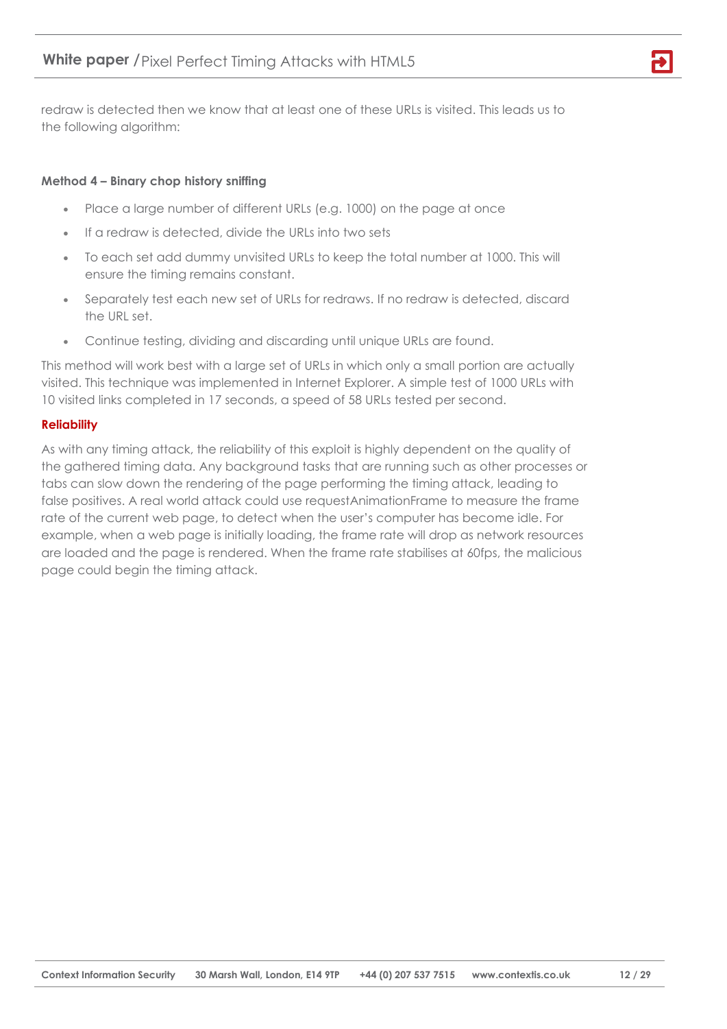redraw is detected then we know that at least one of these URLs is visited. This leads us to the following algorithm:

**Method 4 – Binary chop history sniffing**

- Place a large number of different URLs (e.g. 1000) on the page at once
- If a redraw is detected, divide the URLs into two sets
- To each set add dummy unvisited URLs to keep the total number at 1000. This will ensure the timing remains constant.
- Separately test each new set of URLs for redraws. If no redraw is detected, discard the URL set.
- Continue testing, dividing and discarding until unique URLs are found.

This method will work best with a large set of URLs in which only a small portion are actually visited. This technique was implemented in Internet Explorer. A simple test of 1000 URLs with 10 visited links completed in 17 seconds, a speed of 58 URLs tested per second.

### Reliability

As with any timing attack, the reliability of this exploit is highly dependent on the quality of the gathered timing data. Any background tasks that are running such as other processes or tabs can slow down the rendering of the page performing the timing attack, leading to false positives. A real world attack could use requestAnimationFrame to measure the frame rate of the current web page, to detect when the user's computer has become idle. For example, when a web page is initially loading, the frame rate will drop as network resources are loaded and the page is rendered. When the frame rate stabilises at 60fps, the malicious page could begin the timing attack.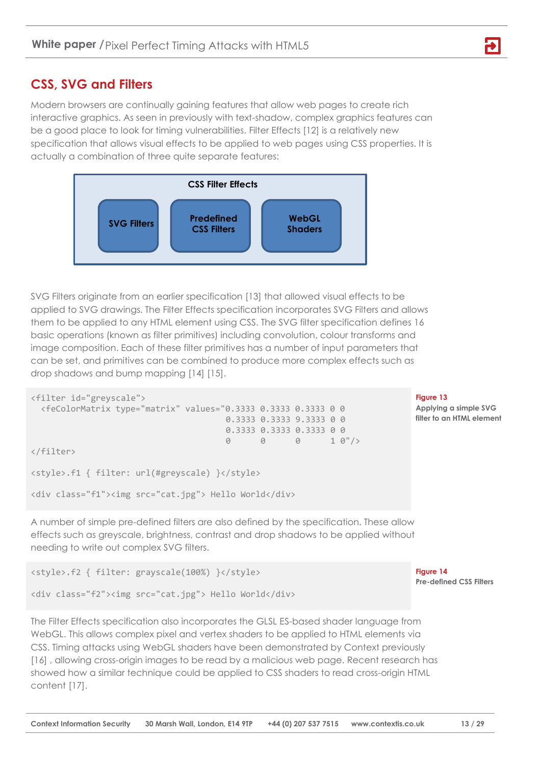## CSS, SVG and Filters

Modern browsers are continually gaining features that allow web pages to create rich interactive graphics. As seen in previously with text-shadow, complex graphics features can be a good place to look for timing vulnerabilities. Filter Effects [12] is a relatively new specification that allows visual effects to be applied to web pages using CSS properties. It is actually a combination of three quite separate features:

**CSS Filter Effects**

- **SVG Filters**
- **Predefined CSS Filters**
- **WebGL Shaders**

SVG Filters originate from an earlier specification [13] that allowed visual effects to be applied to SVG drawings. The Filter Effects specification incorporates SVG Filters and allows them to be applied to any HTML element using CSS. The SVG filter specification defines 16 basic operations (known as filter primitives) including convolution, colour transforms and image composition. Each of these filter primitives has a number of input parameters that can be set, and primitives can be combined to produce more complex effects such as drop shadows and bump mapping [14] [15].

```
<filter id="greyscale">
  <feColorMatrix type="matrix" values="0.3333 0.3333 0.3333 0 0
                                       0.3333 0.3333 9.3333 0 0
                                       0.3333 0.3333 0.3333 0 0
                                       0      0      0      1 0"/>
</filter>

<style>.f1 { filter: url(#greyscale) }</style>

<div class="f1"><img src="cat.jpg"> Hello World</div>
```

**Figure 13**
**Applying a simple SVG filter to an HTML element**

A number of simple pre-defined filters are also defined by the specification. These allow effects such as greyscale, brightness, contrast and drop shadows to be applied without needing to write out complex SVG filters.

```
<style>.f2 { filter: grayscale(100%) }</style>

<div class="f2"><img src="cat.jpg"> Hello World</div>
```

**Figure 14**
**Pre-defined CSS Filters**

The Filter Effects specification also incorporates the GLSL ES-based shader language from WebGL. This allows complex pixel and vertex shaders to be applied to HTML elements via CSS. Timing attacks using WebGL shaders have been demonstrated by Context previously [16] , allowing cross-origin images to be read by a malicious web page. Recent research has showed how a similar technique could be applied to CSS shaders to read cross-origin HTML content [17].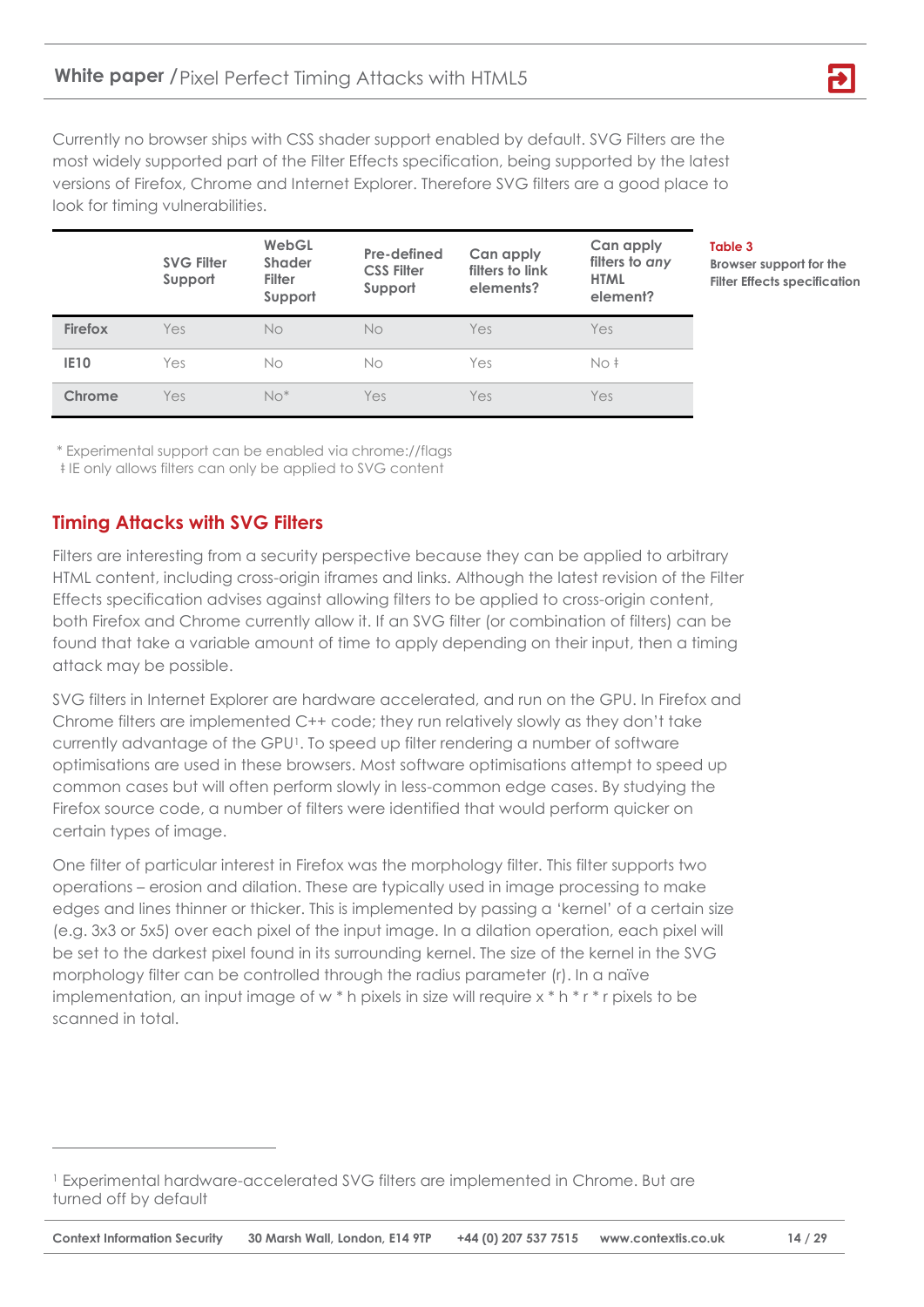Currently no browser ships with CSS shader support enabled by default. SVG Filters are the most widely supported part of the Filter Effects specification, being supported by the latest versions of Firefox, Chrome and Internet Explorer. Therefore SVG filters are a good place to look for timing vulnerabilities.

**Table 3**
**Browser support for the Filter Effects specification**

| | SVG Filter Support | WebGL Shader Filter Support | Pre-defined CSS Filter Support | Can apply filters to link elements? | Can apply filters to *any* HTML element? |
|---|---|---|---|---|---|
| **Firefox** | Yes | No | No | Yes | Yes |
| **IE10** | Yes | No | No | Yes | No ‡ |
| **Chrome** | Yes | No* | Yes | Yes | Yes |

\* Experimental support can be enabled via chrome://flags
‡ IE only allows filters can only be applied to SVG content

## Timing Attacks with SVG Filters

Filters are interesting from a security perspective because they can be applied to arbitrary HTML content, including cross-origin iframes and links. Although the latest revision of the Filter Effects specification advises against allowing filters to be applied to cross-origin content, both Firefox and Chrome currently allow it. If an SVG filter (or combination of filters) can be found that take a variable amount of time to apply depending on their input, then a timing attack may be possible.

SVG filters in Internet Explorer are hardware accelerated, and run on the GPU. In Firefox and Chrome filters are implemented C++ code; they run relatively slowly as they don't take currently advantage of the GPU[1]. To speed up filter rendering a number of software optimisations are used in these browsers. Most software optimisations attempt to speed up common cases but will often perform slowly in less-common edge cases. By studying the Firefox source code, a number of filters were identified that would perform quicker on certain types of image.

One filter of particular interest in Firefox was the morphology filter. This filter supports two operations – erosion and dilation. These are typically used in image processing to make edges and lines thinner or thicker. This is implemented by passing a 'kernel' of a certain size (e.g. 3x3 or 5x5) over each pixel of the input image. In a dilation operation, each pixel will be set to the darkest pixel found in its surrounding kernel. The size of the kernel in the SVG morphology filter can be controlled through the radius parameter (r). In a naïve implementation, an input image of w * h pixels in size will require x * h * r * r pixels to be scanned in total.

[1] Experimental hardware-accelerated SVG filters are implemented in Chrome. But are turned off by default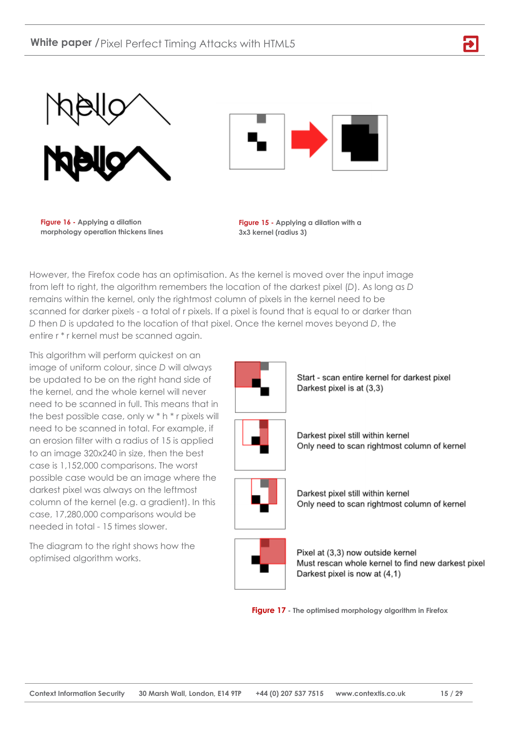Figure 16 - Applying a dilation morphology operation thickens lines

Figure 15 - Applying a dilation with a 3x3 kernel (radius 3)

However, the Firefox code has an optimisation. As the kernel is moved over the input image from left to right, the algorithm remembers the location of the darkest pixel (*D*). As long as *D* remains within the kernel, only the rightmost column of pixels in the kernel need to be scanned for darker pixels - a total of r pixels. If a pixel is found that is equal to or darker than *D* then *D* is updated to the location of that pixel. Once the kernel moves beyond *D*, the entire r * r kernel must be scanned again.

This algorithm will perform quickest on an image of uniform colour, since *D* will always be updated to be on the right hand side of the kernel, and the whole kernel will never need to be scanned in full. This means that in the best possible case, only w * h * r pixels will need to be scanned in total. For example, if an erosion filter with a radius of 15 is applied to an image 320x240 in size, then the best case is 1,152,000 comparisons. The worst possible case would be an image where the darkest pixel was always on the leftmost column of the kernel (e.g. a gradient). In this case, 17,280,000 comparisons would be needed in total - 15 times slower.

The diagram to the right shows how the optimised algorithm works.

Start - scan entire kernel for darkest pixel
Darkest pixel is at (3,3)

Darkest pixel still within kernel
Only need to scan rightmost column of kernel

Darkest pixel still within kernel
Only need to scan rightmost column of kernel

Pixel at (3,3) now outside kernel
Must rescan whole kernel to find new darkest pixel
Darkest pixel is now at (4,1)

Figure 17 - The optimised morphology algorithm in Firefox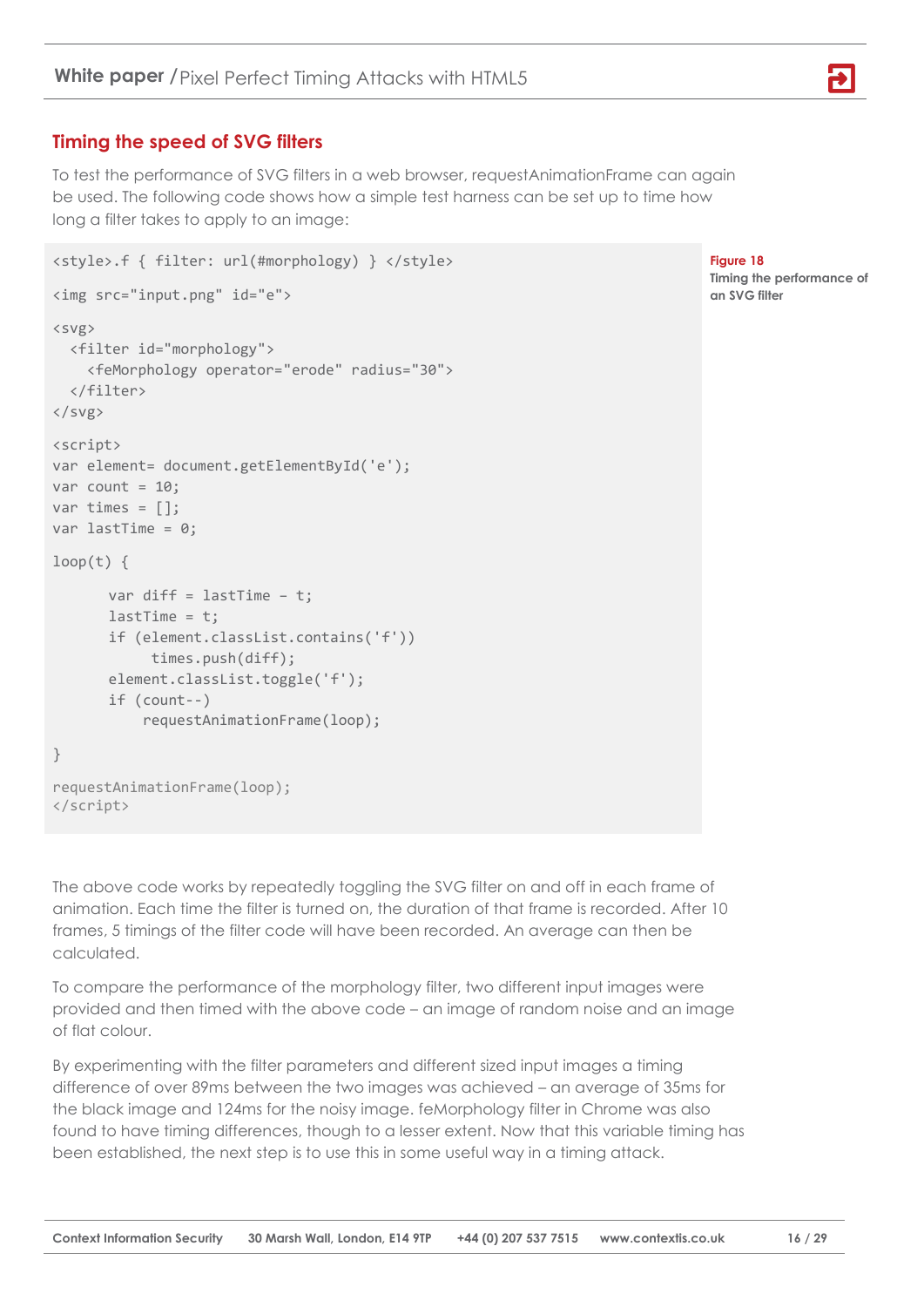## Timing the speed of SVG filters

To test the performance of SVG filters in a web browser, requestAnimationFrame can again be used. The following code shows how a simple test harness can be set up to time how long a filter takes to apply to an image:

```
<style>.f { filter: url(#morphology) } </style>

<img src="input.png" id="e">

<svg>
  <filter id="morphology">
    <feMorphology operator="erode" radius="30">
  </filter>
</svg>

<script>
var element= document.getElementById('e');
var count = 10;
var times = [];
var lastTime = 0;

loop(t) {

      var diff = lastTime - t;
      lastTime = t;
      if (element.classList.contains('f'))
           times.push(diff);
      element.classList.toggle('f');
      if (count--)
          requestAnimationFrame(loop);

}

requestAnimationFrame(loop);
</script>
```

**Figure 18**
**Timing the performance of an SVG filter**

The above code works by repeatedly toggling the SVG filter on and off in each frame of animation. Each time the filter is turned on, the duration of that frame is recorded. After 10 frames, 5 timings of the filter code will have been recorded. An average can then be calculated.

To compare the performance of the morphology filter, two different input images were provided and then timed with the above code – an image of random noise and an image of flat colour.

By experimenting with the filter parameters and different sized input images a timing difference of over 89ms between the two images was achieved – an average of 35ms for the black image and 124ms for the noisy image. feMorphology filter in Chrome was also found to have timing differences, though to a lesser extent. Now that this variable timing has been established, the next step is to use this in some useful way in a timing attack.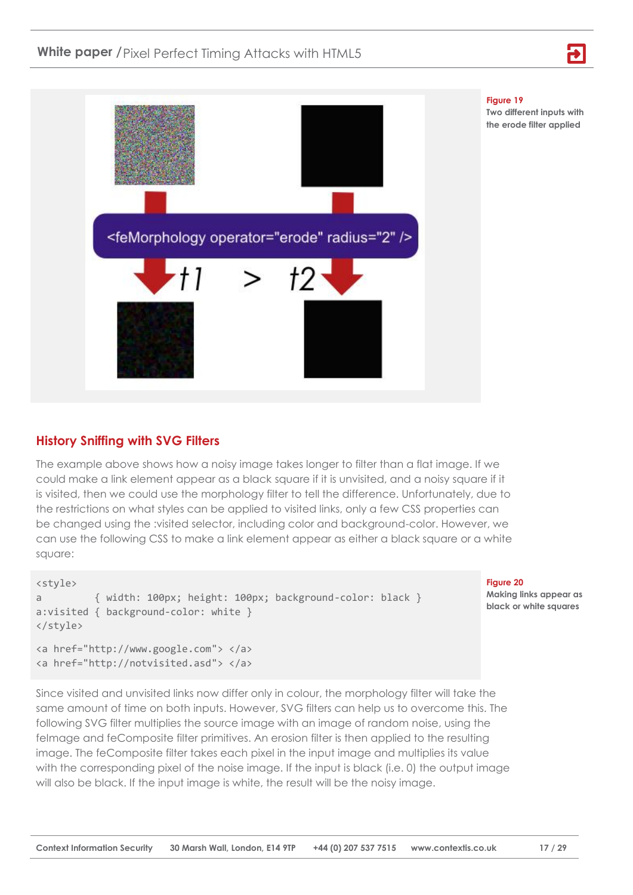Figure 19
Two different inputs with the erode filter applied

## History Sniffing with SVG Filters

The example above shows how a noisy image takes longer to filter than a flat image. If we could make a link element appear as a black square if it is unvisited, and a noisy square if it is visited, then we could use the morphology filter to tell the difference. Unfortunately, due to the restrictions on what styles can be applied to visited links, only a few CSS properties can be changed using the :visited selector, including color and background-color. However, we can use the following CSS to make a link element appear as either a black square or a white square:

```
<style>
a         { width: 100px; height: 100px; background-color: black }
a:visited { background-color: white }
</style>

<a href="http://www.google.com"> </a>
<a href="http://notvisited.asd"> </a>
```

Figure 20
Making links appear as black or white squares

Since visited and unvisited links now differ only in colour, the morphology filter will take the same amount of time on both inputs. However, SVG filters can help us to overcome this. The following SVG filter multiplies the source image with an image of random noise, using the feImage and feComposite filter primitives. An erosion filter is then applied to the resulting image. The feComposite filter takes each pixel in the input image and multiplies its value with the corresponding pixel of the noise image. If the input is black (i.e. 0) the output image will also be black. If the input image is white, the result will be the noisy image.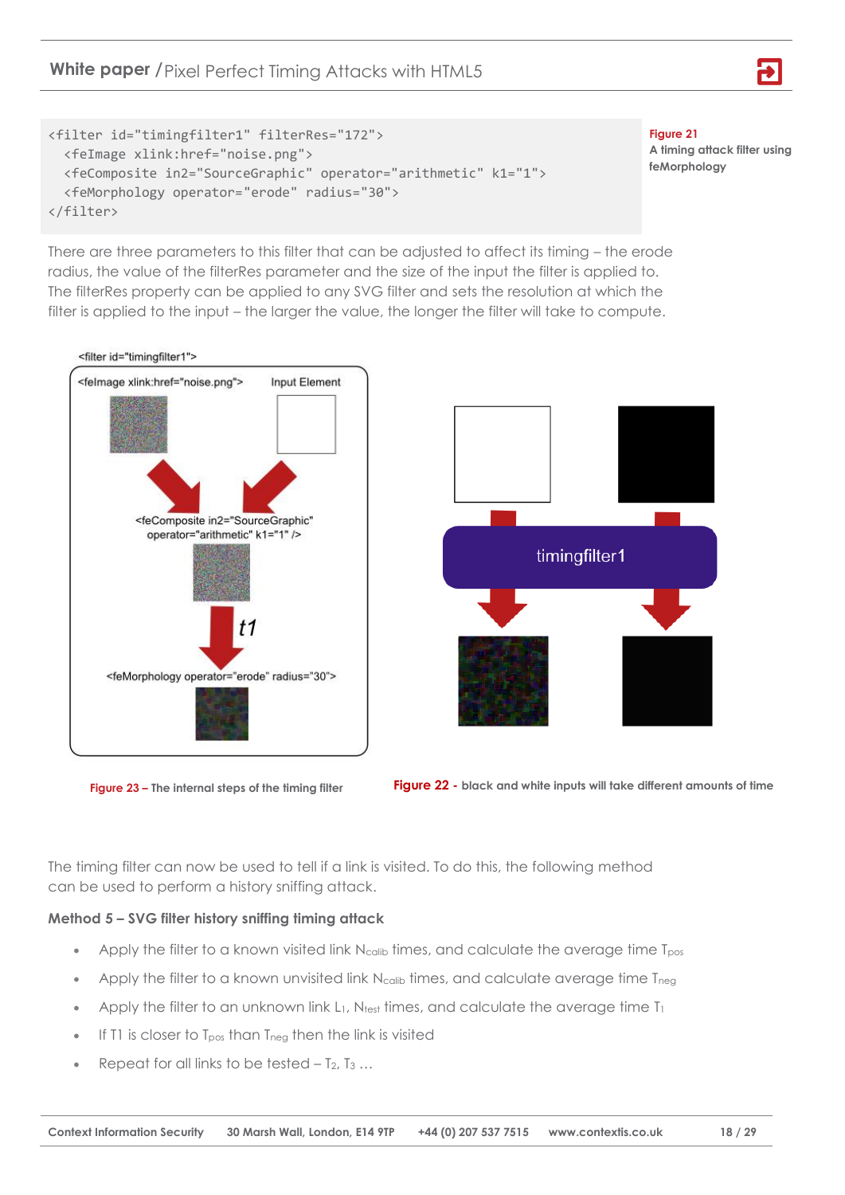```
<filter id="timingfilter1" filterRes="172">
  <feImage xlink:href="noise.png">
  <feComposite in2="SourceGraphic" operator="arithmetic" k1="1">
  <feMorphology operator="erode" radius="30">
</filter>
```

**Figure 21**
**A timing attack filter using feMorphology**

There are three parameters to this filter that can be adjusted to affect its timing – the erode radius, the value of the filterRes parameter and the size of the input the filter is applied to. The filterRes property can be applied to any SVG filter and sets the resolution at which the filter is applied to the input – the larger the value, the longer the filter will take to compute.

**Figure 23 – The internal steps of the timing filter**

**Figure 22 - black and white inputs will take different amounts of time**

The timing filter can now be used to tell if a link is visited. To do this, the following method can be used to perform a history sniffing attack.

**Method 5 – SVG filter history sniffing timing attack**

- Apply the filter to a known visited link $N_{calib}$ times, and calculate the average time $T_{pos}$
- Apply the filter to a known unvisited link $N_{calib}$ times, and calculate average time $T_{neg}$
- Apply the filter to an unknown link $L_1$, $N_{test}$ times, and calculate the average time $T_1$
- If T1 is closer to $T_{pos}$ than $T_{neg}$ then the link is visited
- Repeat for all links to be tested – $T_2$, $T_3$ …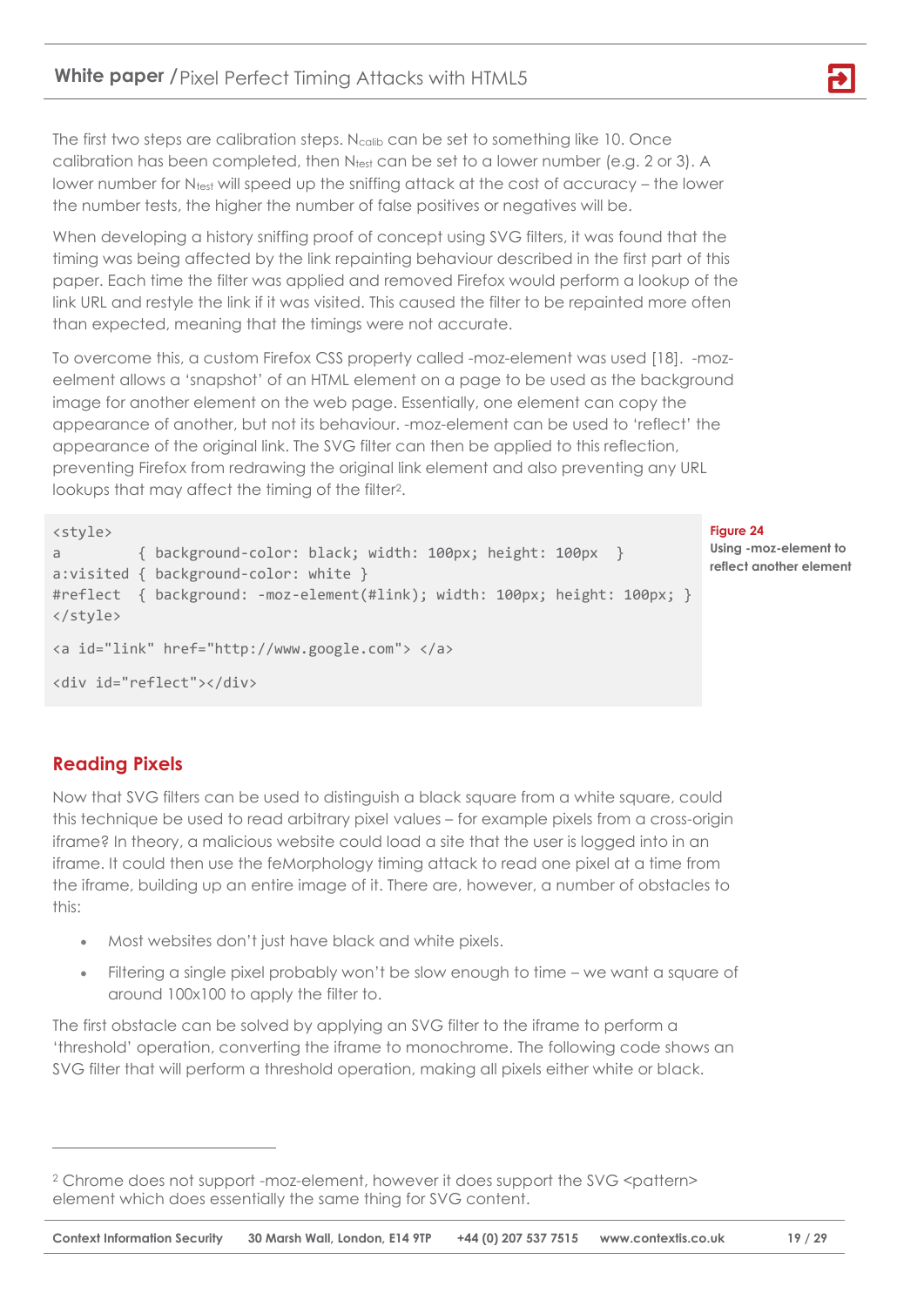The first two steps are calibration steps. $N_{calib}$ can be set to something like 10. Once calibration has been completed, then $N_{test}$ can be set to a lower number (e.g. 2 or 3). A lower number for $N_{test}$ will speed up the sniffing attack at the cost of accuracy – the lower the number tests, the higher the number of false positives or negatives will be.

When developing a history sniffing proof of concept using SVG filters, it was found that the timing was being affected by the link repainting behaviour described in the first part of this paper. Each time the filter was applied and removed Firefox would perform a lookup of the link URL and restyle the link if it was visited. This caused the filter to be repainted more often than expected, meaning that the timings were not accurate.

To overcome this, a custom Firefox CSS property called -moz-element was used [18]. -moz-eelment allows a 'snapshot' of an HTML element on a page to be used as the background image for another element on the web page. Essentially, one element can copy the appearance of another, but not its behaviour. -moz-element can be used to 'reflect' the appearance of the original link. The SVG filter can then be applied to this reflection, preventing Firefox from redrawing the original link element and also preventing any URL lookups that may affect the timing of the filter[2].

```
<style>
a         { background-color: black; width: 100px; height: 100px  }
a:visited { background-color: white }
#reflect  { background: -moz-element(#link); width: 100px; height: 100px; }
</style>

<a id="link" href="http://www.google.com"> </a>

<div id="reflect"></div>
```

**Figure 24**
**Using -moz-element to reflect another element**

## Reading Pixels

Now that SVG filters can be used to distinguish a black square from a white square, could this technique be used to read arbitrary pixel values – for example pixels from a cross-origin iframe? In theory, a malicious website could load a site that the user is logged into in an iframe. It could then use the feMorphology timing attack to read one pixel at a time from the iframe, building up an entire image of it. There are, however, a number of obstacles to this:

- Most websites don't just have black and white pixels.
- Filtering a single pixel probably won't be slow enough to time – we want a square of around 100x100 to apply the filter to.

The first obstacle can be solved by applying an SVG filter to the iframe to perform a 'threshold' operation, converting the iframe to monochrome. The following code shows an SVG filter that will perform a threshold operation, making all pixels either white or black.

---

[2] Chrome does not support -moz-element, however it does support the SVG <pattern> element which does essentially the same thing for SVG content.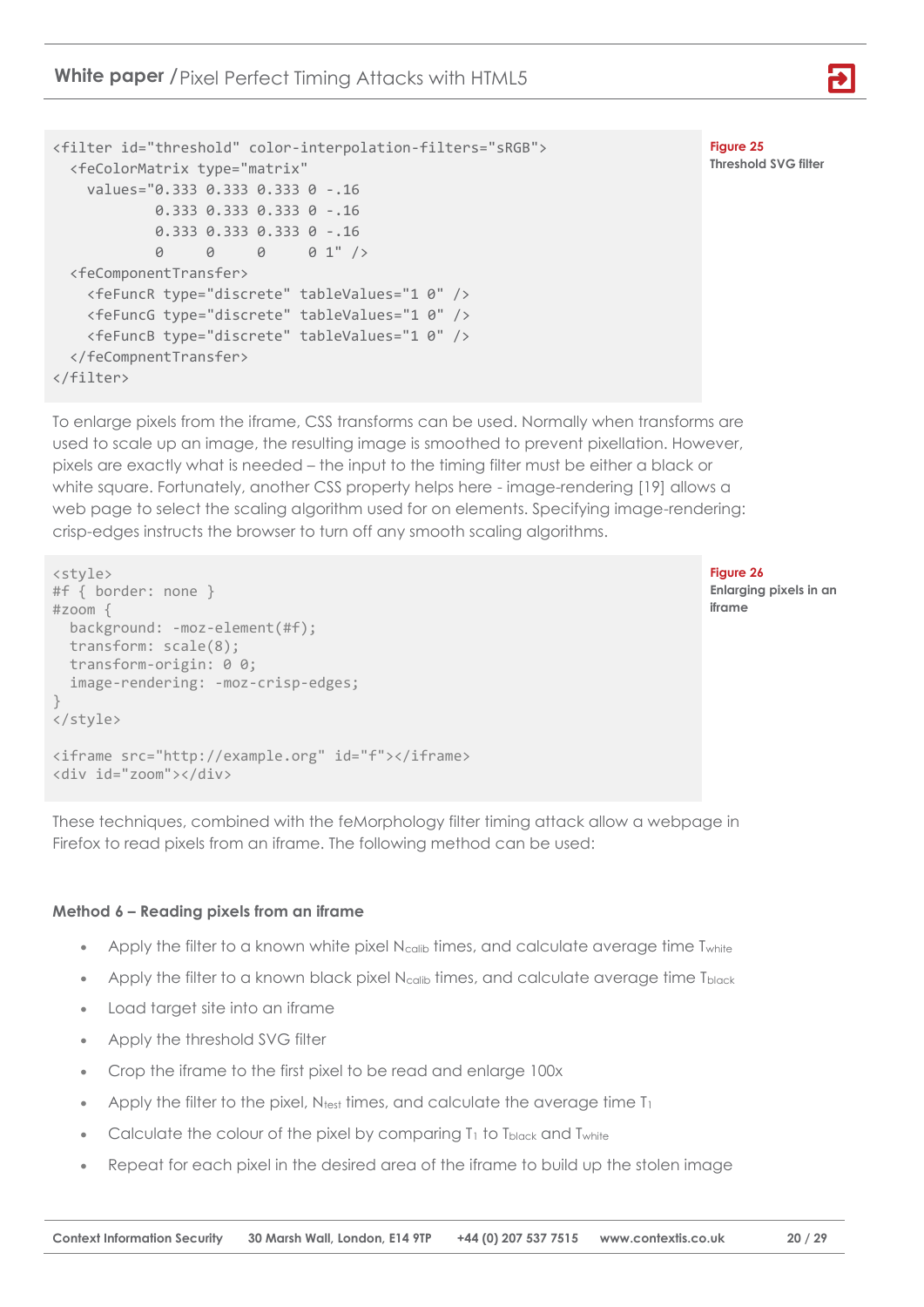```
<filter id="threshold" color-interpolation-filters="sRGB">
  <feColorMatrix type="matrix"
    values="0.333 0.333 0.333 0 -.16
            0.333 0.333 0.333 0 -.16
            0.333 0.333 0.333 0 -.16
            0     0     0     0 1" />
  <feComponentTransfer>
    <feFuncR type="discrete" tableValues="1 0" />
    <feFuncG type="discrete" tableValues="1 0" />
    <feFuncB type="discrete" tableValues="1 0" />
  </feCompnentTransfer>
</filter>
```

**Figure 25**
**Threshold SVG filter**

To enlarge pixels from the iframe, CSS transforms can be used. Normally when transforms are used to scale up an image, the resulting image is smoothed to prevent pixellation. However, pixels are exactly what is needed – the input to the timing filter must be either a black or white square. Fortunately, another CSS property helps here - image-rendering [19] allows a web page to select the scaling algorithm used for on elements. Specifying image-rendering: crisp-edges instructs the browser to turn off any smooth scaling algorithms.

```
<style>
#f { border: none }
#zoom {
  background: -moz-element(#f);
  transform: scale(8);
  transform-origin: 0 0;
  image-rendering: -moz-crisp-edges;
}
</style>

<iframe src="http://example.org" id="f"></iframe>
<div id="zoom"></div>
```

**Figure 26**
**Enlarging pixels in an iframe**

These techniques, combined with the feMorphology filter timing attack allow a webpage in Firefox to read pixels from an iframe. The following method can be used:

**Method 6 – Reading pixels from an iframe**

- Apply the filter to a known white pixel $N_{calib}$ times, and calculate average time $T_{white}$
- Apply the filter to a known black pixel $N_{calib}$ times, and calculate average time $T_{black}$
- Load target site into an iframe
- Apply the threshold SVG filter
- Crop the iframe to the first pixel to be read and enlarge 100x
- Apply the filter to the pixel, $N_{test}$ times, and calculate the average time $T_1$
- Calculate the colour of the pixel by comparing $T_1$ to $T_{black}$ and $T_{white}$
- Repeat for each pixel in the desired area of the iframe to build up the stolen image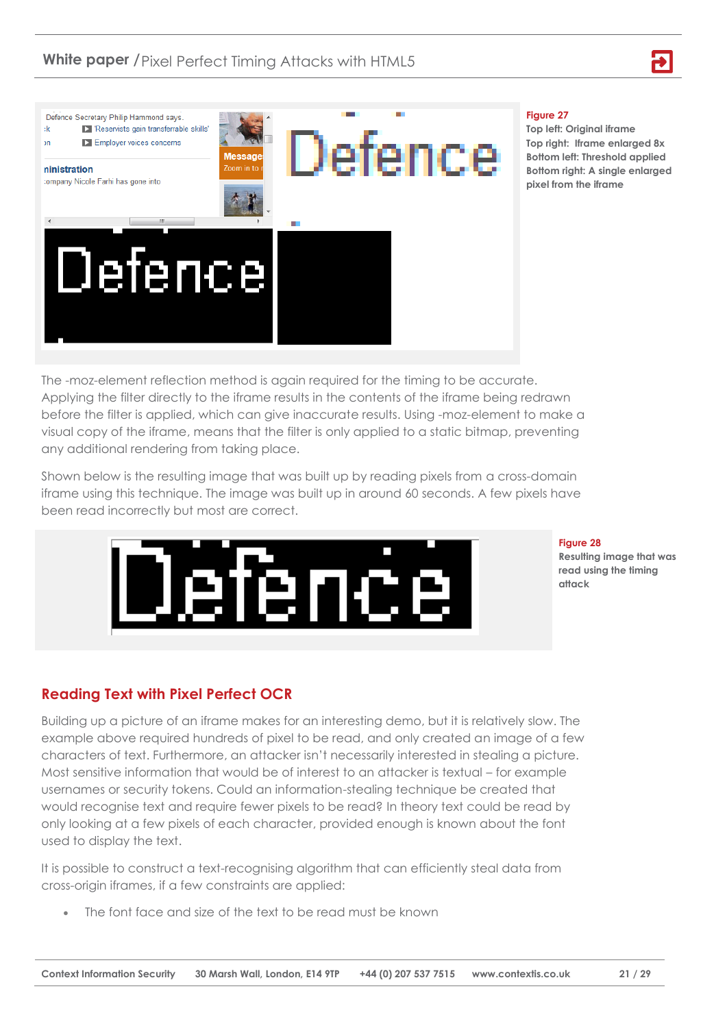Figure 27
Top left: Original iframe
Top right: Iframe enlarged 8x
Bottom left: Threshold applied
Bottom right: A single enlarged pixel from the iframe

The -moz-element reflection method is again required for the timing to be accurate. Applying the filter directly to the iframe results in the contents of the iframe being redrawn before the filter is applied, which can give inaccurate results. Using -moz-element to make a visual copy of the iframe, means that the filter is only applied to a static bitmap, preventing any additional rendering from taking place.

Shown below is the resulting image that was built up by reading pixels from a cross-domain iframe using this technique. The image was built up in around 60 seconds. A few pixels have been read incorrectly but most are correct.

Figure 28
Resulting image that was read using the timing attack

## Reading Text with Pixel Perfect OCR

Building up a picture of an iframe makes for an interesting demo, but it is relatively slow. The example above required hundreds of pixel to be read, and only created an image of a few characters of text. Furthermore, an attacker isn't necessarily interested in stealing a picture. Most sensitive information that would be of interest to an attacker is textual – for example usernames or security tokens. Could an information-stealing technique be created that would recognise text and require fewer pixels to be read? In theory text could be read by only looking at a few pixels of each character, provided enough is known about the font used to display the text.

It is possible to construct a text-recognising algorithm that can efficiently steal data from cross-origin iframes, if a few constraints are applied:

- The font face and size of the text to be read must be known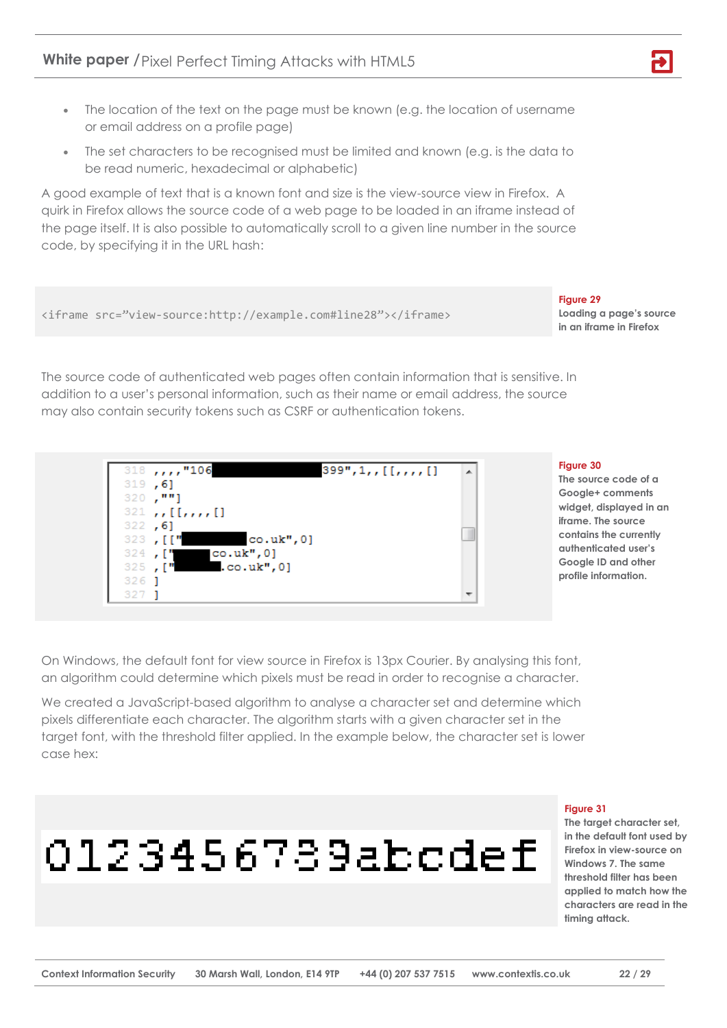- The location of the text on the page must be known (e.g. the location of username or email address on a profile page)
- The set characters to be recognised must be limited and known (e.g. is the data to be read numeric, hexadecimal or alphabetic)

A good example of text that is a known font and size is the view-source view in Firefox. A quirk in Firefox allows the source code of a web page to be loaded in an iframe instead of the page itself. It is also possible to automatically scroll to a given line number in the source code, by specifying it in the URL hash:

```
<iframe src="view-source:http://example.com#line28"></iframe>
```

**Figure 29**
**Loading a page's source in an iframe in Firefox**

The source code of authenticated web pages often contain information that is sensitive. In addition to a user's personal information, such as their name or email address, the source may also contain security tokens such as CSRF or authentication tokens.

```
318 ,,,,"106                    399",1,,[[,,,,[]
319 ,6]
320 ,""]
321 ,,[[,,,,[]
322 ,6]
323 ,[["            co.uk",0]
324 ,["        co.uk",0]
325 ,["         .co.uk",0]
326 ]
327 ]
```

**Figure 30**
**The source code of a Google+ comments widget, displayed in an iframe. The source contains the currently authenticated user's Google ID and other profile information.**

On Windows, the default font for view source in Firefox is 13px Courier. By analysing this font, an algorithm could determine which pixels must be read in order to recognise a character.

We created a JavaScript-based algorithm to analyse a character set and determine which pixels differentiate each character. The algorithm starts with a given character set in the target font, with the threshold filter applied. In the example below, the character set is lower case hex:

0123456789abcdef

**Figure 31**
**The target character set, in the default font used by Firefox in view-source on Windows 7. The same threshold filter has been applied to match how the characters are read in the timing attack.**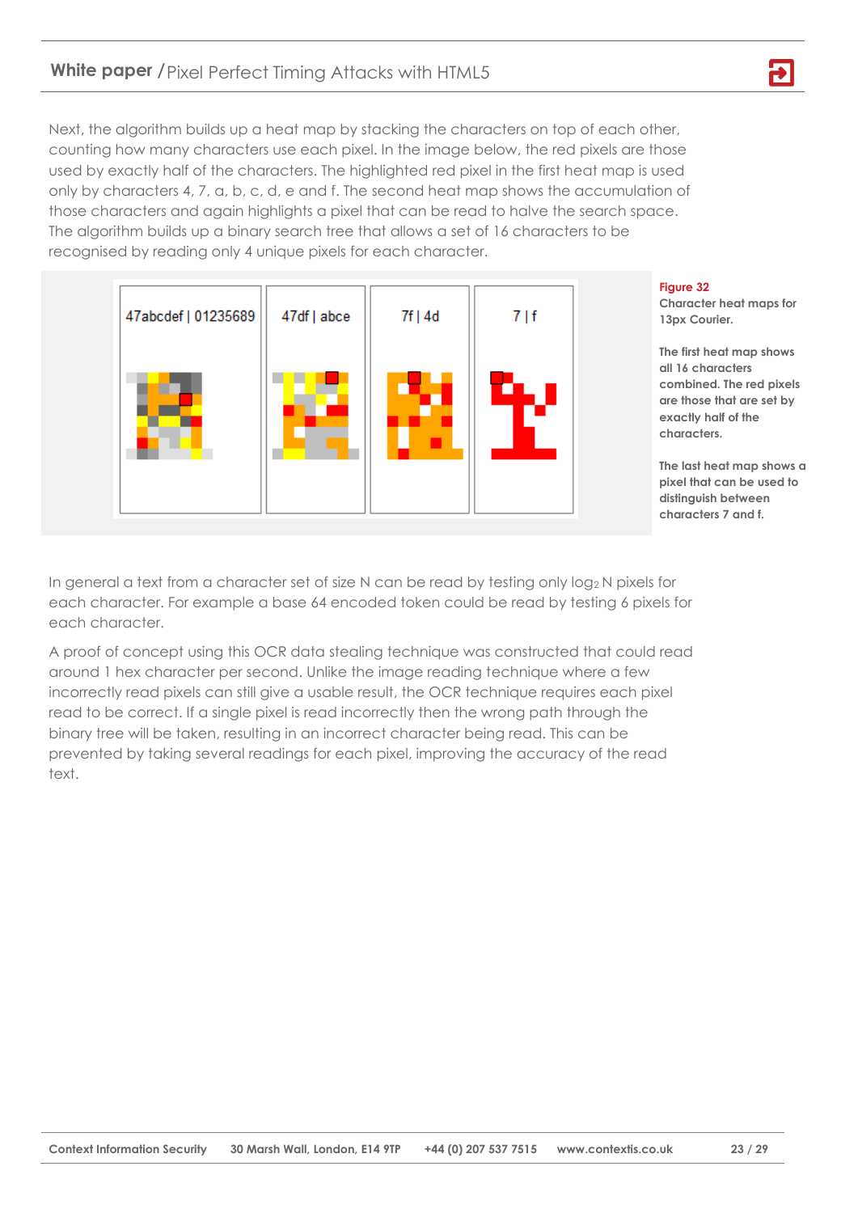Next, the algorithm builds up a heat map by stacking the characters on top of each other, counting how many characters use each pixel. In the image below, the red pixels are those used by exactly half of the characters. The highlighted red pixel in the first heat map is used only by characters 4, 7, a, b, c, d, e and f. The second heat map shows the accumulation of those characters and again highlights a pixel that can be read to halve the search space. The algorithm builds up a binary search tree that allows a set of 16 characters to be recognised by reading only 4 unique pixels for each character.

47abcdef | 01235689 — 47df | abce — 7f | 4d — 7 | f

**Figure 32**
**Character heat maps for 13px Courier.**

**The first heat map shows all 16 characters combined. The red pixels are those that are set by exactly half of the characters.**

**The last heat map shows a pixel that can be used to distinguish between characters 7 and f.**

In general a text from a character set of size N can be read by testing only $\log_2 N$ pixels for each character. For example a base 64 encoded token could be read by testing 6 pixels for each character.

A proof of concept using this OCR data stealing technique was constructed that could read around 1 hex character per second. Unlike the image reading technique where a few incorrectly read pixels can still give a usable result, the OCR technique requires each pixel read to be correct. If a single pixel is read incorrectly then the wrong path through the binary tree will be taken, resulting in an incorrect character being read. This can be prevented by taking several readings for each pixel, improving the accuracy of the read text.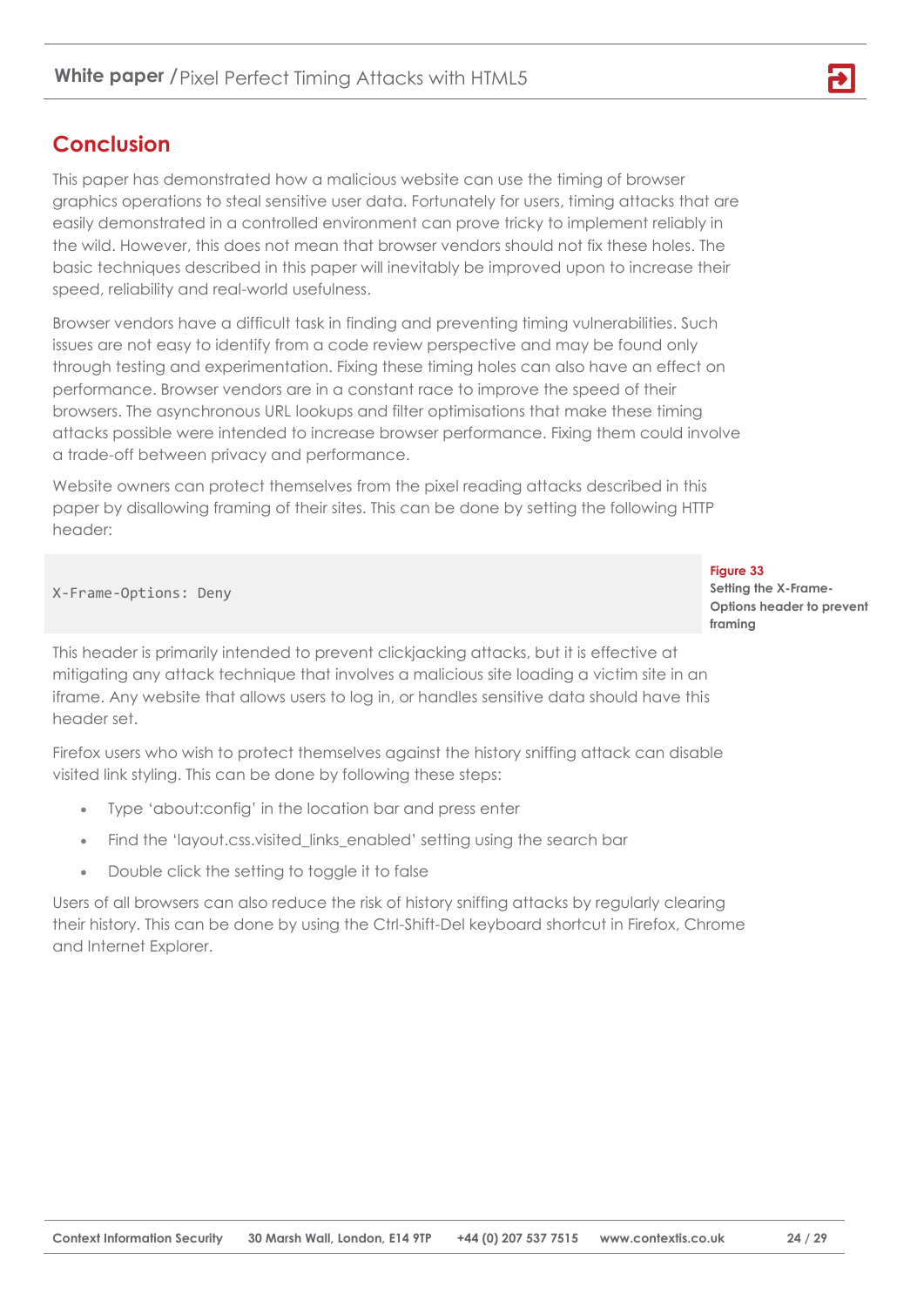## Conclusion

This paper has demonstrated how a malicious website can use the timing of browser graphics operations to steal sensitive user data. Fortunately for users, timing attacks that are easily demonstrated in a controlled environment can prove tricky to implement reliably in the wild. However, this does not mean that browser vendors should not fix these holes. The basic techniques described in this paper will inevitably be improved upon to increase their speed, reliability and real-world usefulness.

Browser vendors have a difficult task in finding and preventing timing vulnerabilities. Such issues are not easy to identify from a code review perspective and may be found only through testing and experimentation. Fixing these timing holes can also have an effect on performance. Browser vendors are in a constant race to improve the speed of their browsers. The asynchronous URL lookups and filter optimisations that make these timing attacks possible were intended to increase browser performance. Fixing them could involve a trade-off between privacy and performance.

Website owners can protect themselves from the pixel reading attacks described in this paper by disallowing framing of their sites. This can be done by setting the following HTTP header:

```
X-Frame-Options: Deny
```

**Figure 33**
**Setting the X-Frame-Options header to prevent framing**

This header is primarily intended to prevent clickjacking attacks, but it is effective at mitigating any attack technique that involves a malicious site loading a victim site in an iframe. Any website that allows users to log in, or handles sensitive data should have this header set.

Firefox users who wish to protect themselves against the history sniffing attack can disable visited link styling. This can be done by following these steps:

- Type 'about:config' in the location bar and press enter
- Find the 'layout.css.visited_links_enabled' setting using the search bar
- Double click the setting to toggle it to false

Users of all browsers can also reduce the risk of history sniffing attacks by regularly clearing their history. This can be done by using the Ctrl-Shift-Del keyboard shortcut in Firefox, Chrome and Internet Explorer.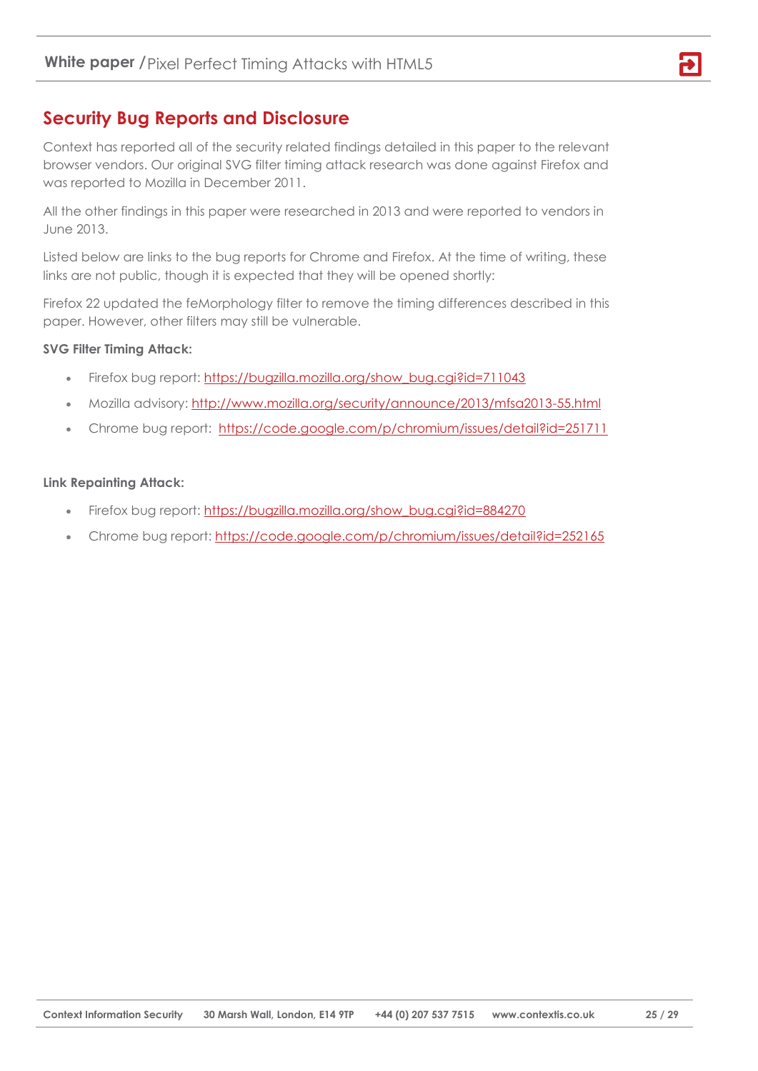## Security Bug Reports and Disclosure

Context has reported all of the security related findings detailed in this paper to the relevant browser vendors. Our original SVG filter timing attack research was done against Firefox and was reported to Mozilla in December 2011.

All the other findings in this paper were researched in 2013 and were reported to vendors in June 2013.

Listed below are links to the bug reports for Chrome and Firefox. At the time of writing, these links are not public, though it is expected that they will be opened shortly:

Firefox 22 updated the feMorphology filter to remove the timing differences described in this paper. However, other filters may still be vulnerable.

**SVG Filter Timing Attack:**

- Firefox bug report: https://bugzilla.mozilla.org/show_bug.cgi?id=711043
- Mozilla advisory: http://www.mozilla.org/security/announce/2013/mfsa2013-55.html
- Chrome bug report: https://code.google.com/p/chromium/issues/detail?id=251711

**Link Repainting Attack:**

- Firefox bug report: https://bugzilla.mozilla.org/show_bug.cgi?id=884270
- Chrome bug report: https://code.google.com/p/chromium/issues/detail?id=252165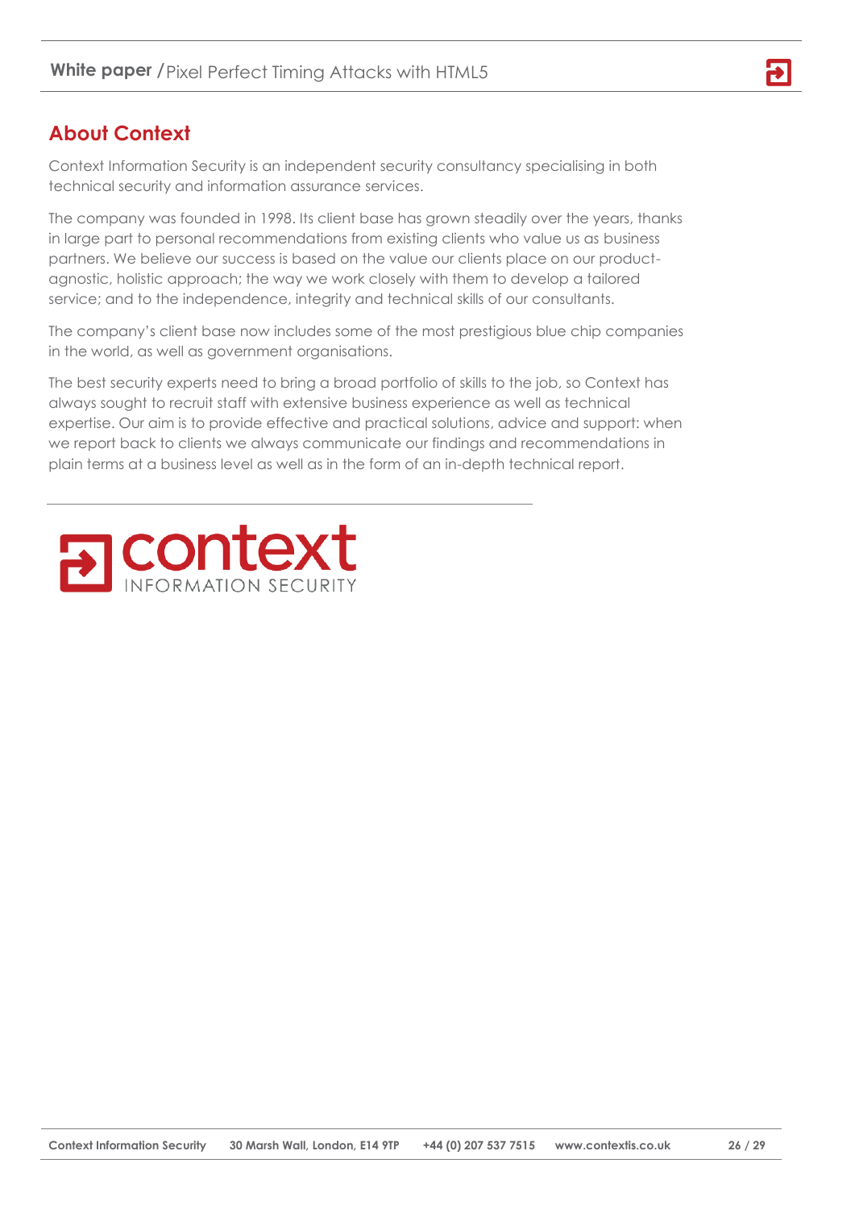## About Context

Context Information Security is an independent security consultancy specialising in both technical security and information assurance services.

The company was founded in 1998. Its client base has grown steadily over the years, thanks in large part to personal recommendations from existing clients who value us as business partners. We believe our success is based on the value our clients place on our product-agnostic, holistic approach; the way we work closely with them to develop a tailored service; and to the independence, integrity and technical skills of our consultants.

The company's client base now includes some of the most prestigious blue chip companies in the world, as well as government organisations.

The best security experts need to bring a broad portfolio of skills to the job, so Context has always sought to recruit staff with extensive business experience as well as technical expertise. Our aim is to provide effective and practical solutions, advice and support: when we report back to clients we always communicate our findings and recommendations in plain terms at a business level as well as in the form of an in-depth technical report.

context
INFORMATION SECURITY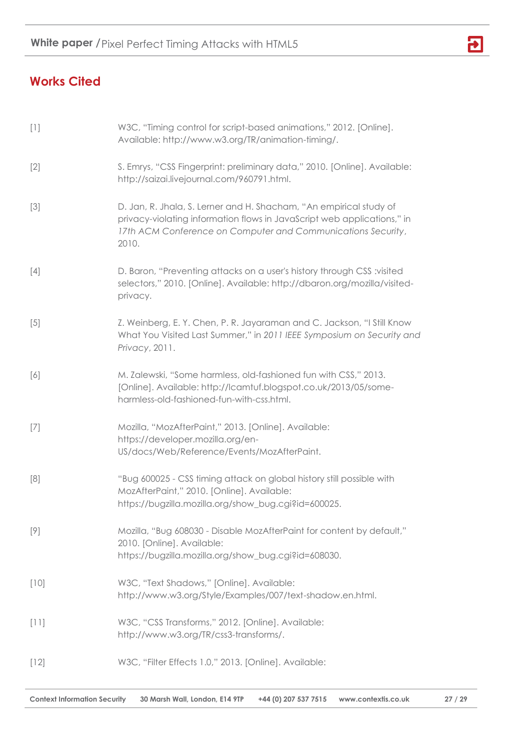## Works Cited

[1] W3C, "Timing control for script-based animations," 2012. [Online]. Available: http://www.w3.org/TR/animation-timing/.

[2] S. Emrys, "CSS Fingerprint: preliminary data," 2010. [Online]. Available: http://saizai.livejournal.com/960791.html.

[3] D. Jan, R. Jhala, S. Lerner and H. Shacham, "An empirical study of privacy-violating information flows in JavaScript web applications," in *17th ACM Conference on Computer and Communications Security*, 2010.

[4] D. Baron, "Preventing attacks on a user's history through CSS :visited selectors," 2010. [Online]. Available: http://dbaron.org/mozilla/visited-privacy.

[5] Z. Weinberg, E. Y. Chen, P. R. Jayaraman and C. Jackson, "I Still Know What You Visited Last Summer," in *2011 IEEE Symposium on Security and Privacy*, 2011.

[6] M. Zalewski, "Some harmless, old-fashioned fun with CSS," 2013. [Online]. Available: http://lcamtuf.blogspot.co.uk/2013/05/some-harmless-old-fashioned-fun-with-css.html.

[7] Mozilla, "MozAfterPaint," 2013. [Online]. Available: https://developer.mozilla.org/en-US/docs/Web/Reference/Events/MozAfterPaint.

[8] "Bug 600025 - CSS timing attack on global history still possible with MozAfterPaint," 2010. [Online]. Available: https://bugzilla.mozilla.org/show_bug.cgi?id=600025.

[9] Mozilla, "Bug 608030 - Disable MozAfterPaint for content by default," 2010. [Online]. Available: https://bugzilla.mozilla.org/show_bug.cgi?id=608030.

[10] W3C, "Text Shadows," [Online]. Available: http://www.w3.org/Style/Examples/007/text-shadow.en.html.

[11] W3C, "CSS Transforms," 2012. [Online]. Available: http://www.w3.org/TR/css3-transforms/.

[12] W3C, "Filter Effects 1.0," 2013. [Online]. Available: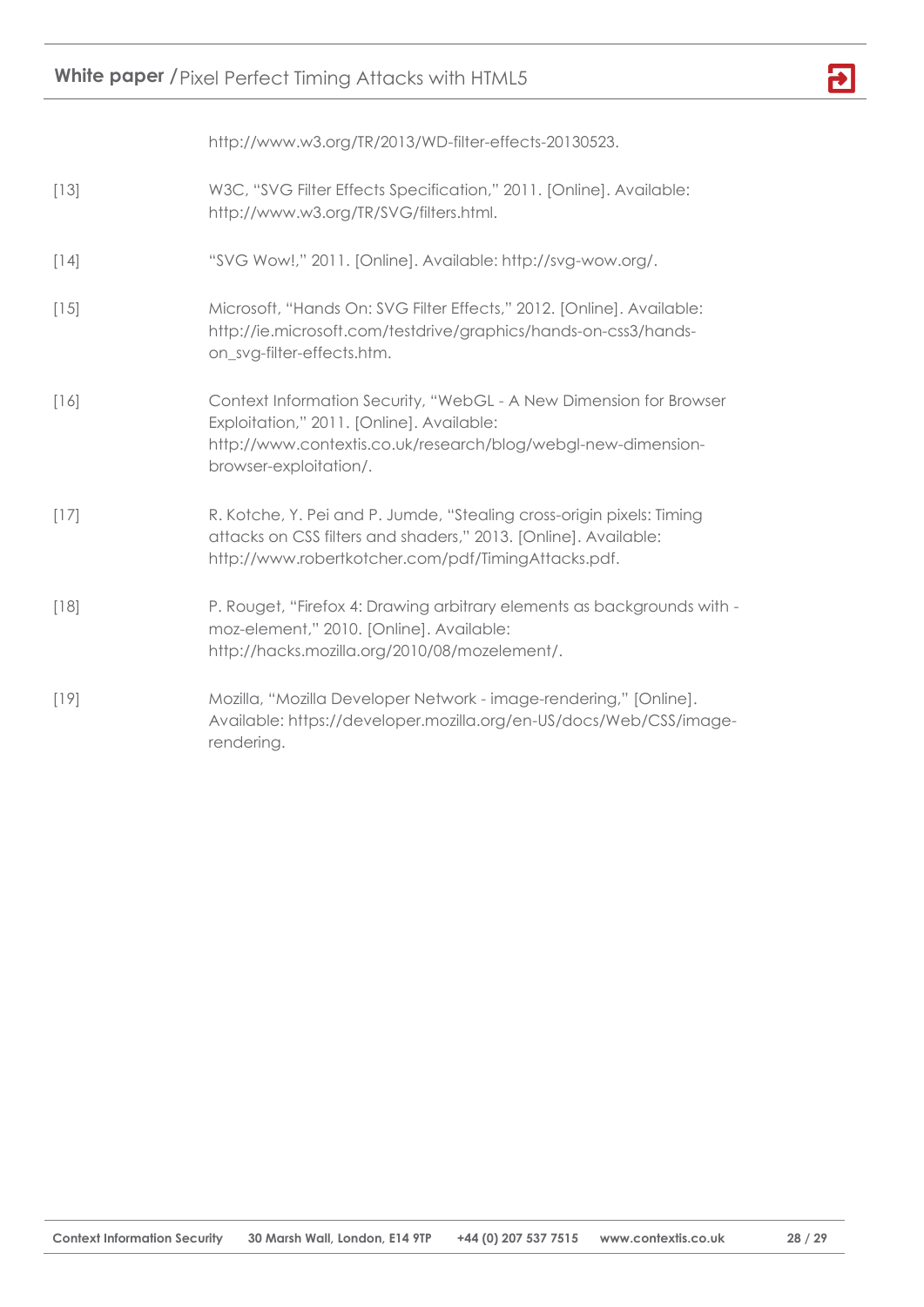http://www.w3.org/TR/2013/WD-filter-effects-20130523.

[13] W3C, "SVG Filter Effects Specification," 2011. [Online]. Available: http://www.w3.org/TR/SVG/filters.html.

[14] "SVG Wow!," 2011. [Online]. Available: http://svg-wow.org/.

[15] Microsoft, "Hands On: SVG Filter Effects," 2012. [Online]. Available: http://ie.microsoft.com/testdrive/graphics/hands-on-css3/hands-on_svg-filter-effects.htm.

[16] Context Information Security, "WebGL - A New Dimension for Browser Exploitation," 2011. [Online]. Available: http://www.contextis.co.uk/research/blog/webgl-new-dimension-browser-exploitation/.

[17] R. Kotche, Y. Pei and P. Jumde, "Stealing cross-origin pixels: Timing attacks on CSS filters and shaders," 2013. [Online]. Available: http://www.robertkotcher.com/pdf/TimingAttacks.pdf.

[18] P. Rouget, "Firefox 4: Drawing arbitrary elements as backgrounds with -moz-element," 2010. [Online]. Available: http://hacks.mozilla.org/2010/08/mozelement/.

[19] Mozilla, "Mozilla Developer Network - image-rendering," [Online]. Available: https://developer.mozilla.org/en-US/docs/Web/CSS/image-rendering.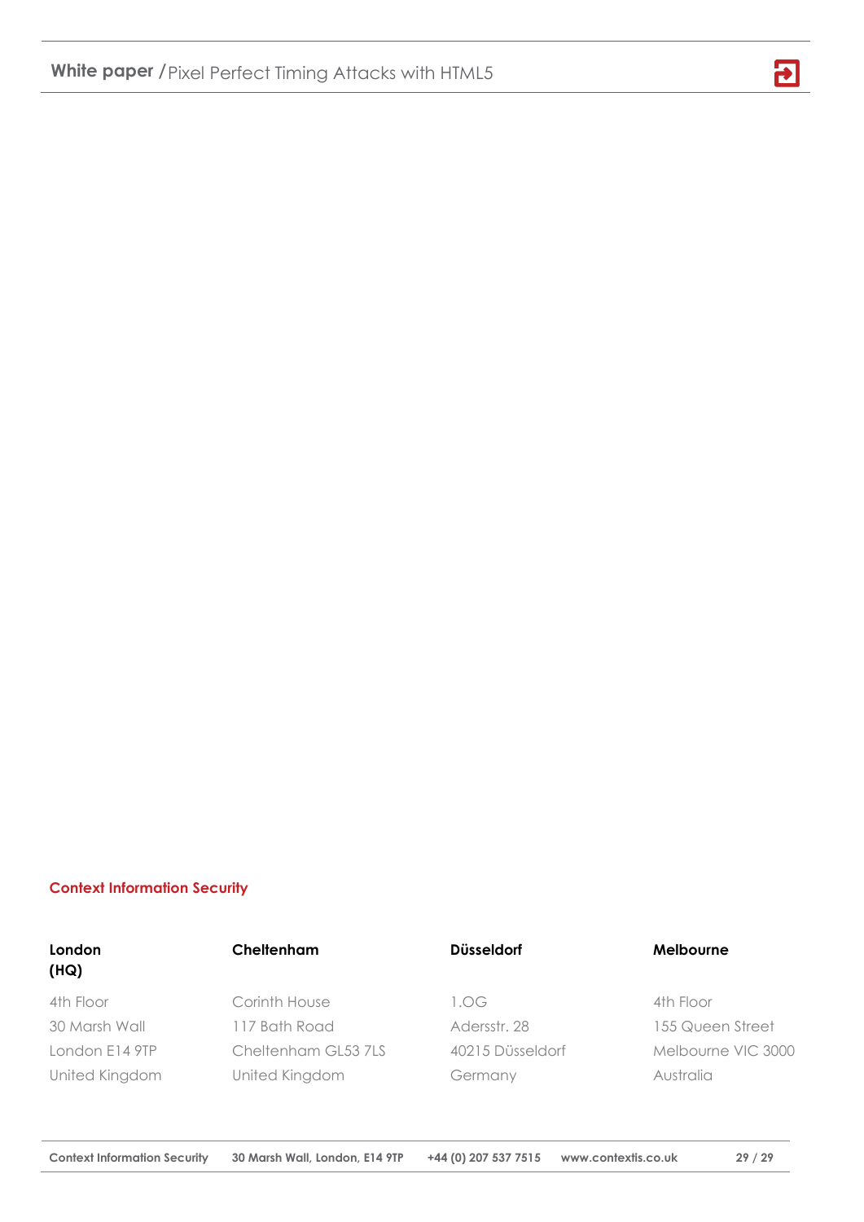**Context Information Security**

| London (HQ) | Cheltenham | Düsseldorf | Melbourne |
|---|---|---|---|
| 4th Floor | Corinth House | 1.OG | 4th Floor |
| 30 Marsh Wall | 117 Bath Road | Adersstr. 28 | 155 Queen Street |
| London E14 9TP | Cheltenham GL53 7LS | 40215 Düsseldorf | Melbourne VIC 3000 |
| United Kingdom | United Kingdom | Germany | Australia |